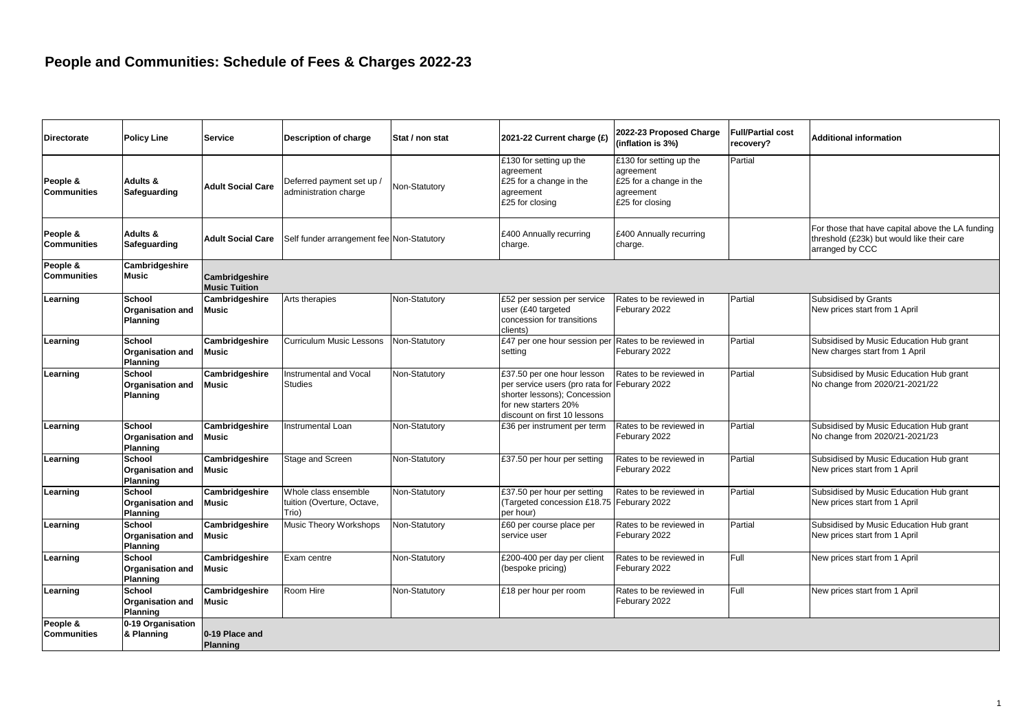# People and Communities: Schedule of Fees & Charges 2022-23

| Directorate | Policy Line | Service | Description of charge | Stat / non stat | 2021-22 Current charge (£) | 2022-23 Proposed Charge (inflation is 3%) | Full/Partial cost recovery? | Additional information |
|---|---|---|---|---|---|---|---|---|
| People & Communities | Adults & Safeguarding | Adult Social Care | Deferred payment set up / administration charge | Non-Statutory | £130 for setting up the agreement<br>£25 for a change in the agreement<br>£25 for closing | £130 for setting up the agreement<br>£25 for a change in the agreement<br>£25 for closing | Partial | |
| People & Communities | Adults & Safeguarding | Adult Social Care | Self funder arrangement fee | Non-Statutory | £400 Annually recurring charge. | £400 Annually recurring charge. | | For those that have capital above the LA funding threshold (£23k) but would like their care arranged by CCC |
| People & Communities | Cambridgeshire Music | Cambridgeshire Music Tuition | | | | | | |
| Learning | School Organisation and Planning | Cambridgeshire Music | Arts therapies | Non-Statutory | £52 per session per service user (£40 targeted concession for transitions clients) | Rates to be reviewed in Feburary 2022 | Partial | Subsidised by Grants<br>New prices start from 1 April |
| Learning | School Organisation and Planning | Cambridgeshire Music | Curriculum Music Lessons | Non-Statutory | £47 per one hour session per setting | Rates to be reviewed in Feburary 2022 | Partial | Subsidised by Music Education Hub grant<br>New charges start from 1 April |
| Learning | School Organisation and Planning | Cambridgeshire Music | Instrumental and Vocal Studies | Non-Statutory | £37.50 per one hour lesson per service users (pro rata for shorter lessons); Concession for new starters 20% discount on first 10 lessons | Rates to be reviewed in Feburary 2022 | Partial | Subsidised by Music Education Hub grant<br>No change from 2020/21-2021/22 |
| Learning | School Organisation and Planning | Cambridgeshire Music | Instrumental Loan | Non-Statutory | £36 per instrument per term | Rates to be reviewed in Feburary 2022 | Partial | Subsidised by Music Education Hub grant<br>No change from 2020/21-2021/23 |
| Learning | School Organisation and Planning | Cambridgeshire Music | Stage and Screen | Non-Statutory | £37.50 per hour per setting | Rates to be reviewed in Feburary 2022 | Partial | Subsidised by Music Education Hub grant<br>New prices start from 1 April |
| Learning | School Organisation and Planning | Cambridgeshire Music | Whole class ensemble tuition (Overture, Octave, Trio) | Non-Statutory | £37.50 per hour per setting (Targeted concession £18.75 per hour) | Rates to be reviewed in Feburary 2022 | Partial | Subsidised by Music Education Hub grant<br>New prices start from 1 April |
| Learning | School Organisation and Planning | Cambridgeshire Music | Music Theory Workshops | Non-Statutory | £60 per course place per service user | Rates to be reviewed in Feburary 2022 | Partial | Subsidised by Music Education Hub grant<br>New prices start from 1 April |
| Learning | School Organisation and Planning | Cambridgeshire Music | Exam centre | Non-Statutory | £200-400 per day per client (bespoke pricing) | Rates to be reviewed in Feburary 2022 | Full | New prices start from 1 April |
| Learning | School Organisation and Planning | Cambridgeshire Music | Room Hire | Non-Statutory | £18 per hour per room | Rates to be reviewed in Feburary 2022 | Full | New prices start from 1 April |
| People & Communities | 0-19 Organisation & Planning | 0-19 Place and Planning | | | | | | |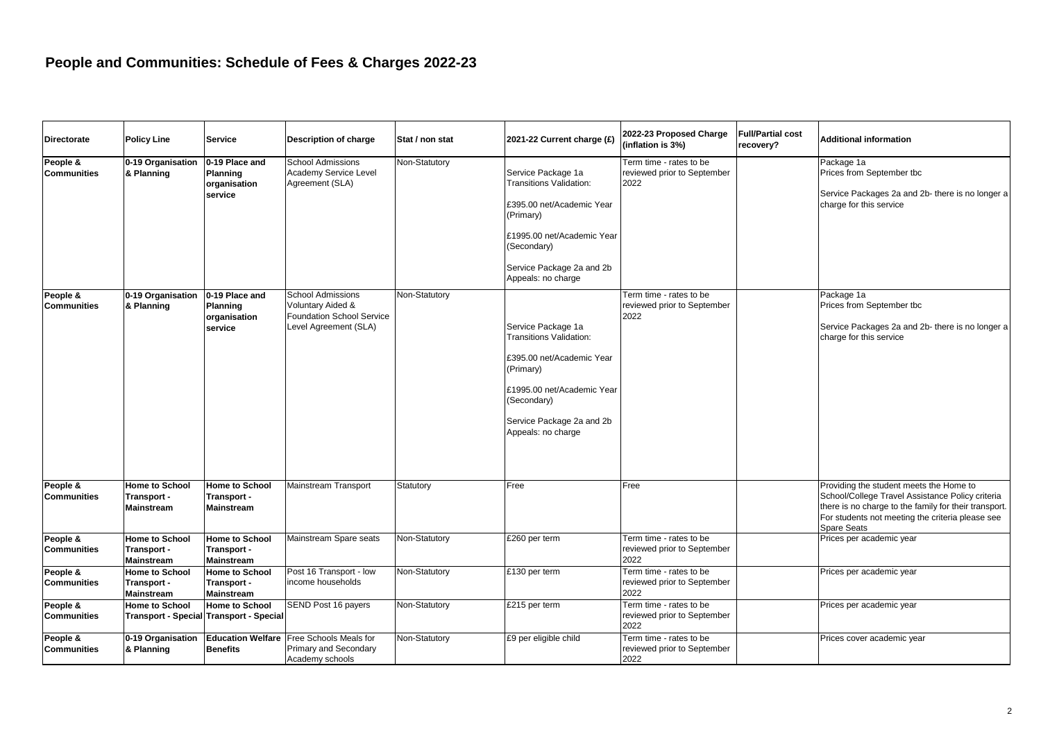# People and Communities: Schedule of Fees & Charges 2022-23

| Directorate | Policy Line | Service | Description of charge | Stat / non stat | 2021-22 Current charge (£) | 2022-23 Proposed Charge (inflation is 3%) | Full/Partial cost recovery? | Additional information |
|---|---|---|---|---|---|---|---|---|
| **People & Communities** | **0-19 Organisation & Planning** | **0-19 Place and Planning organisation service** | School Admissions Academy Service Level Agreement (SLA) | Non-Statutory | Service Package 1a Transitions Validation:<br><br>£395.00 net/Academic Year (Primary)<br><br>£1995.00 net/Academic Year (Secondary)<br><br>Service Package 2a and 2b Appeals: no charge | Term time - rates to be reviewed prior to September 2022 | | Package 1a<br>Prices from September tbc<br><br>Service Packages 2a and 2b- there is no longer a charge for this service |
| **People & Communities** | **0-19 Organisation & Planning** | **0-19 Place and Planning organisation service** | School Admissions Voluntary Aided & Foundation School Service Level Agreement (SLA) | Non-Statutory | Service Package 1a Transitions Validation:<br><br>£395.00 net/Academic Year (Primary)<br><br>£1995.00 net/Academic Year (Secondary)<br><br>Service Package 2a and 2b Appeals: no charge | Term time - rates to be reviewed prior to September 2022 | | Package 1a<br>Prices from September tbc<br><br>Service Packages 2a and 2b- there is no longer a charge for this service |
| **People & Communities** | **Home to School Transport - Mainstream** | **Home to School Transport - Mainstream** | Mainstream Transport | Statutory | Free | Free | | Providing the student meets the Home to School/College Travel Assistance Policy criteria there is no charge to the family for their transport. For students not meeting the criteria please see Spare Seats |
| **People & Communities** | **Home to School Transport - Mainstream** | **Home to School Transport - Mainstream** | Mainstream Spare seats | Non-Statutory | £260 per term | Term time - rates to be reviewed prior to September 2022 | | Prices per academic year |
| **People & Communities** | **Home to School Transport - Mainstream** | **Home to School Transport - Mainstream** | Post 16 Transport - low income households | Non-Statutory | £130 per term | Term time - rates to be reviewed prior to September 2022 | | Prices per academic year |
| **People & Communities** | **Home to School Transport - Special** | **Home to School Transport - Special** | SEND Post 16 payers | Non-Statutory | £215 per term | Term time - rates to be reviewed prior to September 2022 | | Prices per academic year |
| **People & Communities** | **0-19 Organisation & Planning** | **Education Welfare Benefits** | Free Schools Meals for Primary and Secondary Academy schools | Non-Statutory | £9 per eligible child | Term time - rates to be reviewed prior to September 2022 | | Prices cover academic year |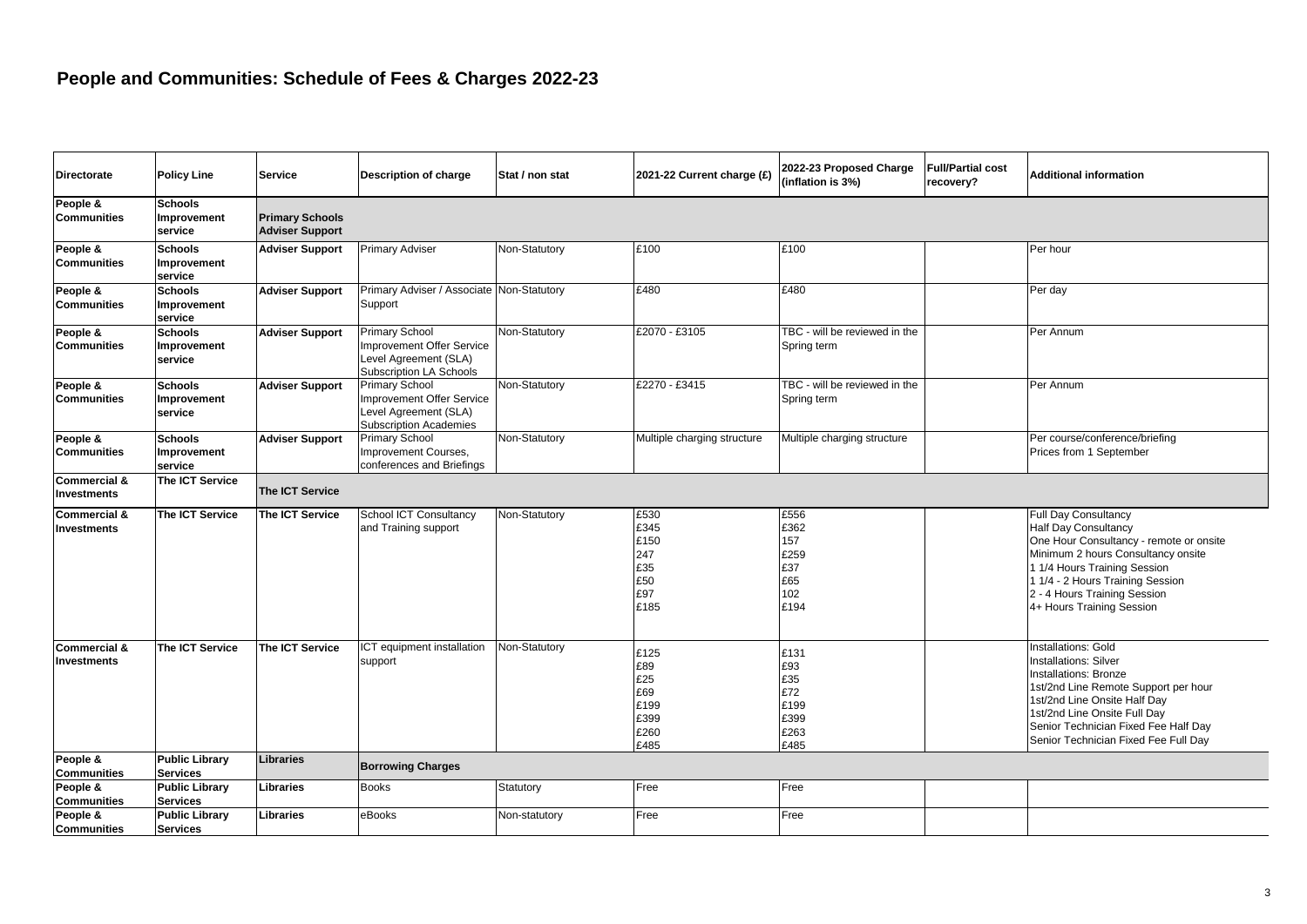# People and Communities: Schedule of Fees & Charges 2022-23

| Directorate | Policy Line | Service | Description of charge | Stat / non stat | 2021-22 Current charge (£) | 2022-23 Proposed Charge (inflation is 3%) | Full/Partial cost recovery? | Additional information |
|---|---|---|---|---|---|---|---|---|
| **People & Communities** | **Schools Improvement service** | **Primary Schools Adviser Support** | | | | | | |
| **People & Communities** | **Schools Improvement service** | **Adviser Support** | Primary Adviser | Non-Statutory | £100 | £100 | | Per hour |
| **People & Communities** | **Schools Improvement service** | **Adviser Support** | Primary Adviser / Associate Support | Non-Statutory | £480 | £480 | | Per day |
| **People & Communities** | **Schools Improvement service** | **Adviser Support** | Primary School Improvement Offer Service Level Agreement (SLA) Subscription LA Schools | Non-Statutory | £2070 - £3105 | TBC - will be reviewed in the Spring term | | Per Annum |
| **People & Communities** | **Schools Improvement service** | **Adviser Support** | Primary School Improvement Offer Service Level Agreement (SLA) Subscription Academies | Non-Statutory | £2270 - £3415 | TBC - will be reviewed in the Spring term | | Per Annum |
| **People & Communities** | **Schools Improvement service** | **Adviser Support** | Primary School Improvement Courses, conferences and Briefings | Non-Statutory | Multiple charging structure | Multiple charging structure | | Per course/conference/briefing<br>Prices from 1 September |
| **Commercial & Investments** | **The ICT Service** | **The ICT Service** | | | | | | |
| **Commercial & Investments** | **The ICT Service** | **The ICT Service** | School ICT Consultancy and Training support | Non-Statutory | £530<br>£345<br>£150<br>247<br>£35<br>£50<br>£97<br>£185 | £556<br>£362<br>157<br>£259<br>£37<br>£65<br>102<br>£194 | | Full Day Consultancy<br>Half Day Consultancy<br>One Hour Consultancy - remote or onsite<br>Minimum 2 hours Consultancy onsite<br>1 1/4 Hours Training Session<br>1 1/4 - 2 Hours Training Session<br>2 - 4 Hours Training Session<br>4+ Hours Training Session |
| **Commercial & Investments** | **The ICT Service** | **The ICT Service** | ICT equipment installation support | Non-Statutory | £125<br>£89<br>£25<br>£69<br>£199<br>£399<br>£260<br>£485 | £131<br>£93<br>£35<br>£72<br>£199<br>£399<br>£263<br>£485 | | Installations: Gold<br>Installations: Silver<br>Installations: Bronze<br>1st/2nd Line Remote Support per hour<br>1st/2nd Line Onsite Half Day<br>1st/2nd Line Onsite Full Day<br>Senior Technician Fixed Fee Half Day<br>Senior Technician Fixed Fee Full Day |
| **People & Communities** | **Public Library Services** | **Libraries** | **Borrowing Charges** | | | | | |
| **People & Communities** | **Public Library Services** | **Libraries** | Books | Statutory | Free | Free | | |
| **People & Communities** | **Public Library Services** | **Libraries** | eBooks | Non-statutory | Free | Free | | |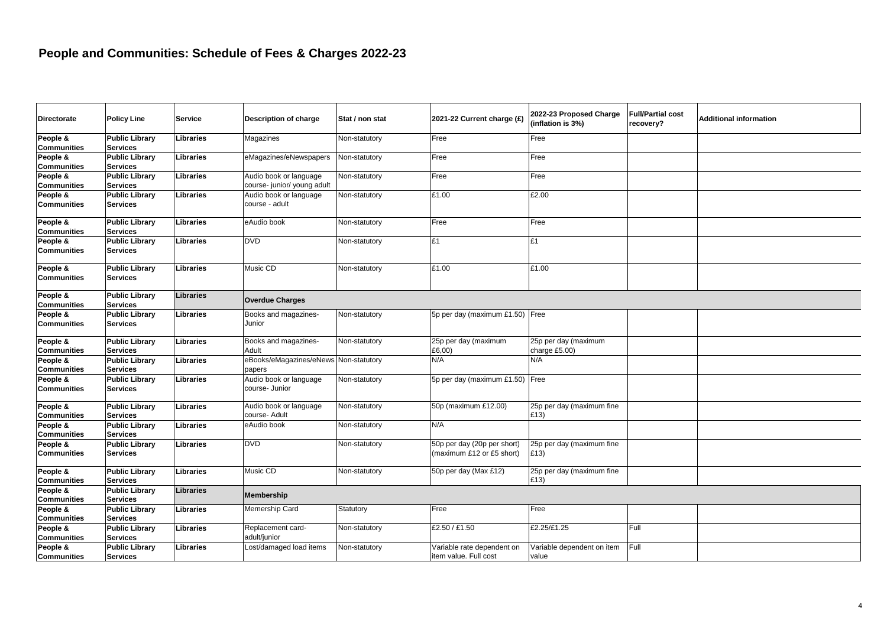# People and Communities: Schedule of Fees & Charges 2022-23

| Directorate | Policy Line | Service | Description of charge | Stat / non stat | 2021-22 Current charge (£) | 2022-23 Proposed Charge (inflation is 3%) | Full/Partial cost recovery? | Additional information |
|---|---|---|---|---|---|---|---|---|
| People & Communities | Public Library Services | Libraries | Magazines | Non-statutory | Free | Free | | |
| People & Communities | Public Library Services | Libraries | eMagazines/eNewspapers | Non-statutory | Free | Free | | |
| People & Communities | Public Library Services | Libraries | Audio book or language course- junior/ young adult | Non-statutory | Free | Free | | |
| People & Communities | Public Library Services | Libraries | Audio book or language course - adult | Non-statutory | £1.00 | £2.00 | | |
| People & Communities | Public Library Services | Libraries | eAudio book | Non-statutory | Free | Free | | |
| People & Communities | Public Library Services | Libraries | DVD | Non-statutory | £1 | £1 | | |
| People & Communities | Public Library Services | Libraries | Music CD | Non-statutory | £1.00 | £1.00 | | |
| People & Communities | Public Library Services | Libraries | **Overdue Charges** | | | | | |
| People & Communities | Public Library Services | Libraries | Books and magazines- Junior | Non-statutory | 5p per day (maximum £1.50) | Free | | |
| People & Communities | Public Library Services | Libraries | Books and magazines- Adult | Non-statutory | 25p per day (maximum £6,00) | 25p per day (maximum charge £5.00) | | |
| People & Communities | Public Library Services | Libraries | eBooks/eMagazines/eNewspapers | Non-statutory | N/A | N/A | | |
| People & Communities | Public Library Services | Libraries | Audio book or language course- Junior | Non-statutory | 5p per day (maximum £1.50) | Free | | |
| People & Communities | Public Library Services | Libraries | Audio book or language course- Adult | Non-statutory | 50p (maximum £12.00) | 25p per day (maximum fine £13) | | |
| People & Communities | Public Library Services | Libraries | eAudio book | Non-statutory | N/A | | | |
| People & Communities | Public Library Services | Libraries | DVD | Non-statutory | 50p per day (20p per short) (maximum £12 or £5 short) | 25p per day (maximum fine £13) | | |
| People & Communities | Public Library Services | Libraries | Music CD | Non-statutory | 50p per day (Max £12) | 25p per day (maximum fine £13) | | |
| People & Communities | Public Library Services | Libraries | **Membership** | | | | | |
| People & Communities | Public Library Services | Libraries | Memership Card | Statutory | Free | Free | | |
| People & Communities | Public Library Services | Libraries | Replacement card- adult/junior | Non-statutory | £2.50 / £1.50 | £2.25/£1.25 | Full | |
| People & Communities | Public Library Services | Libraries | Lost/damaged load items | Non-statutory | Variable rate dependent on item value. Full cost | Variable dependent on item value | Full | |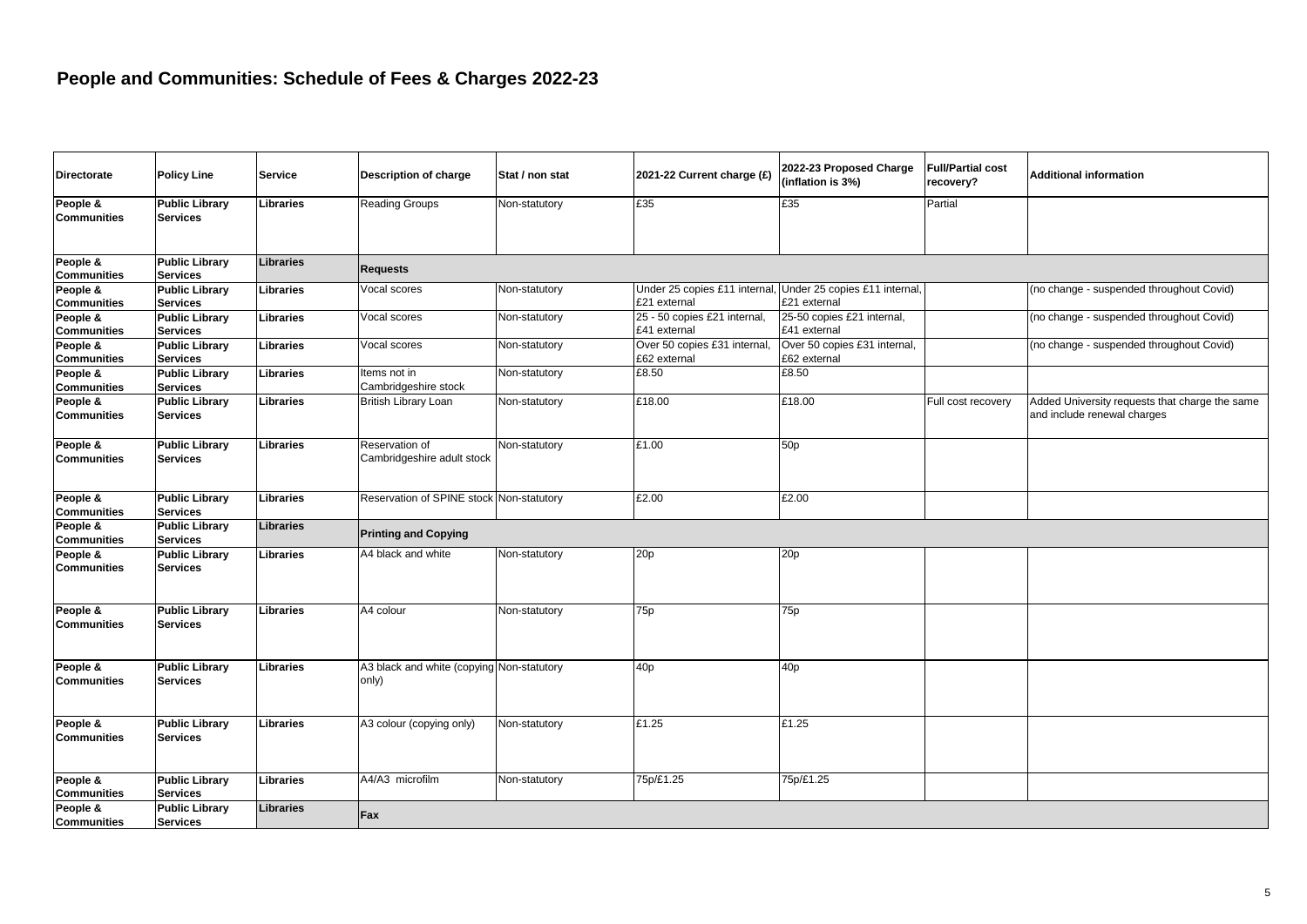# People and Communities: Schedule of Fees & Charges 2022-23

| Directorate | Policy Line | Service | Description of charge | Stat / non stat | 2021-22 Current charge (£) | 2022-23 Proposed Charge (inflation is 3%) | Full/Partial cost recovery? | Additional information |
|---|---|---|---|---|---|---|---|---|
| People & Communities | Public Library Services | Libraries | Reading Groups | Non-statutory | £35 | £35 | Partial | |
| People & Communities | Public Library Services | Libraries | **Requests** | | | | | |
| People & Communities | Public Library Services | Libraries | Vocal scores | Non-statutory | Under 25 copies £11 internal, £21 external | Under 25 copies £11 internal, £21 external | | (no change - suspended throughout Covid) |
| People & Communities | Public Library Services | Libraries | Vocal scores | Non-statutory | 25 - 50 copies £21 internal, £41 external | 25-50 copies £21 internal, £41 external | | (no change - suspended throughout Covid) |
| People & Communities | Public Library Services | Libraries | Vocal scores | Non-statutory | Over 50 copies £31 internal, £62 external | Over 50 copies £31 internal, £62 external | | (no change - suspended throughout Covid) |
| People & Communities | Public Library Services | Libraries | Items not in Cambridgeshire stock | Non-statutory | £8.50 | £8.50 | | |
| People & Communities | Public Library Services | Libraries | British Library Loan | Non-statutory | £18.00 | £18.00 | Full cost recovery | Added University requests that charge the same and include renewal charges |
| People & Communities | Public Library Services | Libraries | Reservation of Cambridgeshire adult stock | Non-statutory | £1.00 | 50p | | |
| People & Communities | Public Library Services | Libraries | Reservation of SPINE stock | Non-statutory | £2.00 | £2.00 | | |
| People & Communities | Public Library Services | Libraries | **Printing and Copying** | | | | | |
| People & Communities | Public Library Services | Libraries | A4 black and white | Non-statutory | 20p | 20p | | |
| People & Communities | Public Library Services | Libraries | A4 colour | Non-statutory | 75p | 75p | | |
| People & Communities | Public Library Services | Libraries | A3 black and white (copying only) | Non-statutory | 40p | 40p | | |
| People & Communities | Public Library Services | Libraries | A3 colour (copying only) | Non-statutory | £1.25 | £1.25 | | |
| People & Communities | Public Library Services | Libraries | A4/A3 microfilm | Non-statutory | 75p/£1.25 | 75p/£1.25 | | |
| People & Communities | Public Library Services | Libraries | **Fax** | | | | | |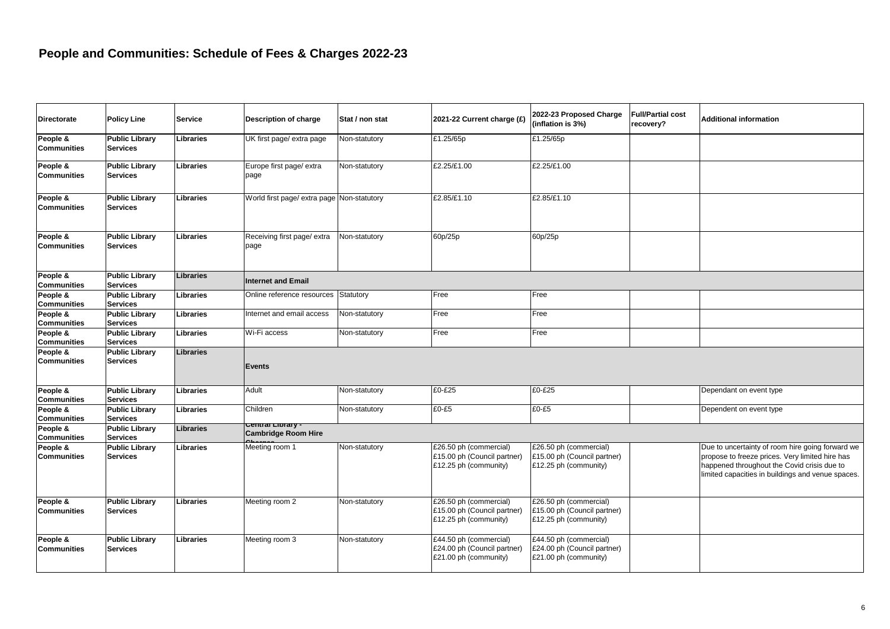## People and Communities: Schedule of Fees & Charges 2022-23

| Directorate | Policy Line | Service | Description of charge | Stat / non stat | 2021-22 Current charge (£) | 2022-23 Proposed Charge (inflation is 3%) | Full/Partial cost recovery? | Additional information |
|---|---|---|---|---|---|---|---|---|
| People & Communities | Public Library Services | Libraries | UK first page/ extra page | Non-statutory | £1.25/65p | £1.25/65p | | |
| People & Communities | Public Library Services | Libraries | Europe first page/ extra page | Non-statutory | £2.25/£1.00 | £2.25/£1.00 | | |
| People & Communities | Public Library Services | Libraries | World first page/ extra page | Non-statutory | £2.85/£1.10 | £2.85/£1.10 | | |
| People & Communities | Public Library Services | Libraries | Receiving first page/ extra page | Non-statutory | 60p/25p | 60p/25p | | |
| People & Communities | Public Library Services | Libraries | **Internet and Email** | | | | | |
| People & Communities | Public Library Services | Libraries | Online reference resources | Statutory | Free | Free | | |
| People & Communities | Public Library Services | Libraries | Internet and email access | Non-statutory | Free | Free | | |
| People & Communities | Public Library Services | Libraries | Wi-Fi access | Non-statutory | Free | Free | | |
| People & Communities | Public Library Services | Libraries | **Events** | | | | | |
| People & Communities | Public Library Services | Libraries | Adult | Non-statutory | £0-£25 | £0-£25 | | Dependant on event type |
| People & Communities | Public Library Services | Libraries | Children | Non-statutory | £0-£5 | £0-£5 | | Dependent on event type |
| People & Communities | Public Library Services | Libraries | **Central Library - Cambridge Room Hire Charges** | | | | | |
| People & Communities | Public Library Services | Libraries | Meeting room 1 | Non-statutory | £26.50 ph (commercial) £15.00 ph (Council partner) £12.25 ph (community) | £26.50 ph (commercial) £15.00 ph (Council partner) £12.25 ph (community) | | Due to uncertainty of room hire going forward we propose to freeze prices. Very limited hire has happened throughout the Covid crisis due to limited capacities in buildings and venue spaces. |
| People & Communities | Public Library Services | Libraries | Meeting room 2 | Non-statutory | £26.50 ph (commercial) £15.00 ph (Council partner) £12.25 ph (community) | £26.50 ph (commercial) £15.00 ph (Council partner) £12.25 ph (community) | | |
| People & Communities | Public Library Services | Libraries | Meeting room 3 | Non-statutory | £44.50 ph (commercial) £24.00 ph (Council partner) £21.00 ph (community) | £44.50 ph (commercial) £24.00 ph (Council partner) £21.00 ph (community) | | |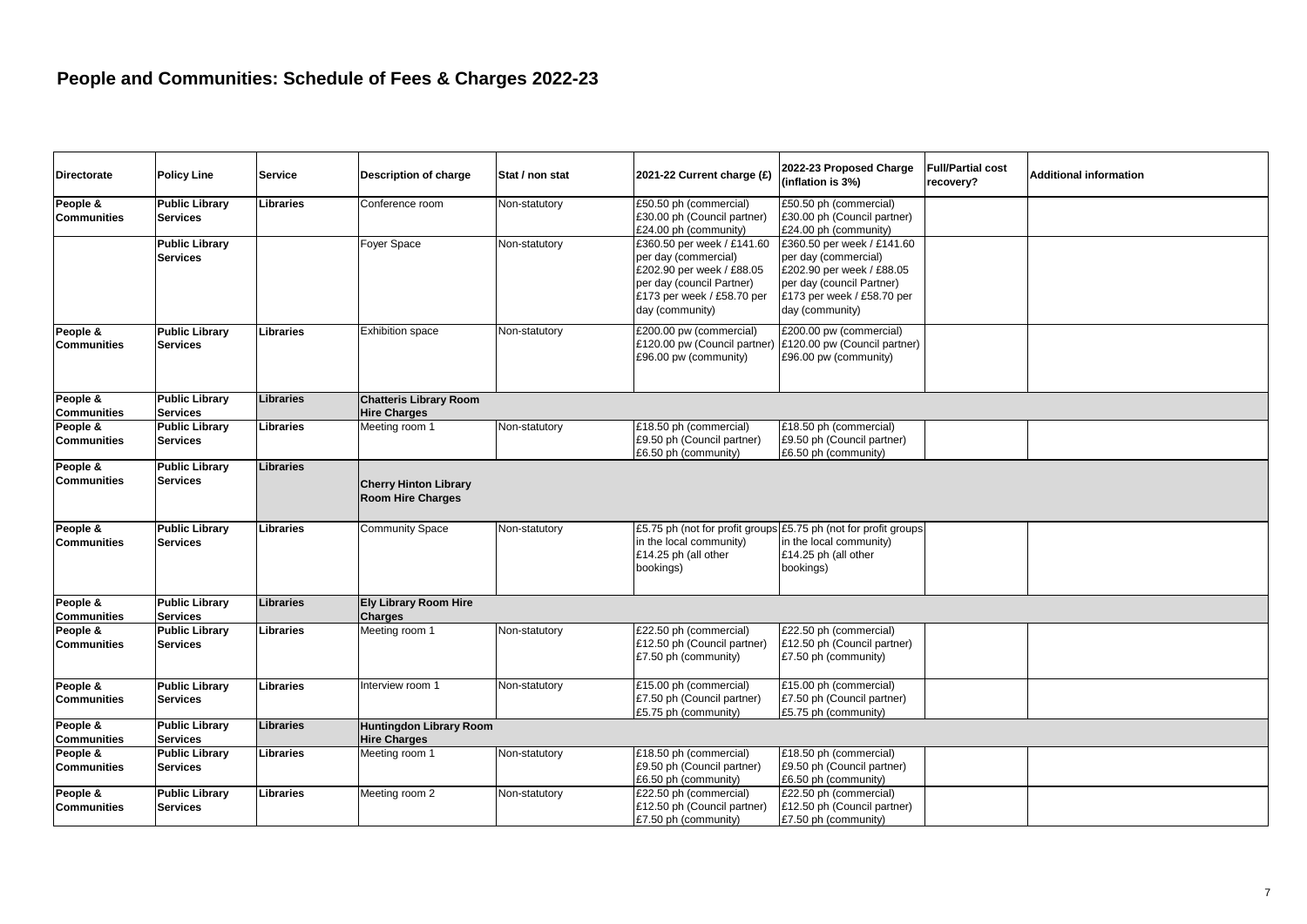# People and Communities: Schedule of Fees & Charges 2022-23

| Directorate | Policy Line | Service | Description of charge | Stat / non stat | 2021-22 Current charge (£) | 2022-23 Proposed Charge (inflation is 3%) | Full/Partial cost recovery? | Additional information |
|---|---|---|---|---|---|---|---|---|
| People & Communities | Public Library Services | Libraries | Conference room | Non-statutory | £50.50 ph (commercial) £30.00 ph (Council partner) £24.00 ph (community) | £50.50 ph (commercial) £30.00 ph (Council partner) £24.00 ph (community) | | |
| | Public Library Services | | Foyer Space | Non-statutory | £360.50 per week / £141.60 per day (commercial) £202.90 per week / £88.05 per day (council Partner) £173 per week / £58.70 per day (community) | £360.50 per week / £141.60 per day (commercial) £202.90 per week / £88.05 per day (council Partner) £173 per week / £58.70 per day (community) | | |
| People & Communities | Public Library Services | Libraries | Exhibition space | Non-statutory | £200.00 pw (commercial) £120.00 pw (Council partner) £96.00 pw (community) | £200.00 pw (commercial) £120.00 pw (Council partner) £96.00 pw (community) | | |
| People & Communities | Public Library Services | Libraries | **Chatteris Library Room Hire Charges** | | | | | |
| People & Communities | Public Library Services | Libraries | Meeting room 1 | Non-statutory | £18.50 ph (commercial) £9.50 ph (Council partner) £6.50 ph (community) | £18.50 ph (commercial) £9.50 ph (Council partner) £6.50 ph (community) | | |
| People & Communities | Public Library Services | Libraries | **Cherry Hinton Library Room Hire Charges** | | | | | |
| People & Communities | Public Library Services | Libraries | Community Space | Non-statutory | £5.75 ph (not for profit groups in the local community) £14.25 ph (all other bookings) | £5.75 ph (not for profit groups in the local community) £14.25 ph (all other bookings) | | |
| People & Communities | Public Library Services | Libraries | **Ely Library Room Hire Charges** | | | | | |
| People & Communities | Public Library Services | Libraries | Meeting room 1 | Non-statutory | £22.50 ph (commercial) £12.50 ph (Council partner) £7.50 ph (community) | £22.50 ph (commercial) £12.50 ph (Council partner) £7.50 ph (community) | | |
| People & Communities | Public Library Services | Libraries | Interview room 1 | Non-statutory | £15.00 ph (commercial) £7.50 ph (Council partner) £5.75 ph (community) | £15.00 ph (commercial) £7.50 ph (Council partner) £5.75 ph (community) | | |
| People & Communities | Public Library Services | Libraries | **Huntingdon Library Room Hire Charges** | | | | | |
| People & Communities | Public Library Services | Libraries | Meeting room 1 | Non-statutory | £18.50 ph (commercial) £9.50 ph (Council partner) £6.50 ph (community) | £18.50 ph (commercial) £9.50 ph (Council partner) £6.50 ph (community) | | |
| People & Communities | Public Library Services | Libraries | Meeting room 2 | Non-statutory | £22.50 ph (commercial) £12.50 ph (Council partner) £7.50 ph (community) | £22.50 ph (commercial) £12.50 ph (Council partner) £7.50 ph (community) | | |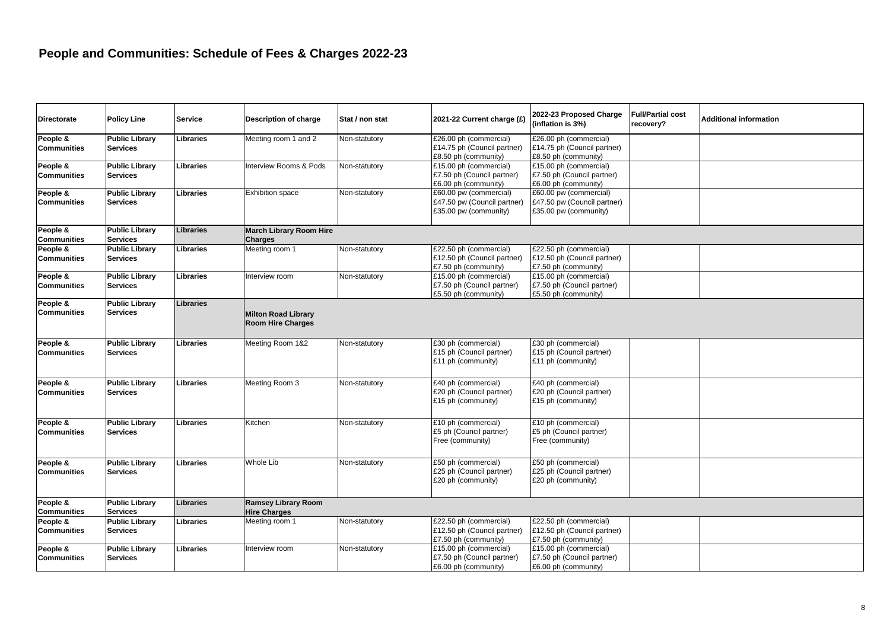## People and Communities: Schedule of Fees & Charges 2022-23

| Directorate | Policy Line | Service | Description of charge | Stat / non stat | 2021-22 Current charge (£) | 2022-23 Proposed Charge (inflation is 3%) | Full/Partial cost recovery? | Additional information |
|---|---|---|---|---|---|---|---|---|
| **People & Communities** | **Public Library Services** | **Libraries** | Meeting room 1 and 2 | Non-statutory | £26.00 ph (commercial)<br>£14.75 ph (Council partner)<br>£8.50 ph (community) | £26.00 ph (commercial)<br>£14.75 ph (Council partner)<br>£8.50 ph (community) | | |
| **People & Communities** | **Public Library Services** | **Libraries** | Interview Rooms & Pods | Non-statutory | £15.00 ph (commercial)<br>£7.50 ph (Council partner)<br>£6.00 ph (community) | £15.00 ph (commercial)<br>£7.50 ph (Council partner)<br>£6.00 ph (community) | | |
| **People & Communities** | **Public Library Services** | **Libraries** | Exhibition space | Non-statutory | £60.00 pw (commercial)<br>£47.50 pw (Council partner)<br>£35.00 pw (community) | £60.00 pw (commercial)<br>£47.50 pw (Council partner)<br>£35.00 pw (community) | | |
| **People & Communities** | **Public Library Services** | **Libraries** | **March Library Room Hire Charges** | | | | | |
| **People & Communities** | **Public Library Services** | **Libraries** | Meeting room 1 | Non-statutory | £22.50 ph (commercial)<br>£12.50 ph (Council partner)<br>£7.50 ph (community) | £22.50 ph (commercial)<br>£12.50 ph (Council partner)<br>£7.50 ph (community) | | |
| **People & Communities** | **Public Library Services** | **Libraries** | Interview room | Non-statutory | £15.00 ph (commercial)<br>£7.50 ph (Council partner)<br>£5.50 ph (community) | £15.00 ph (commercial)<br>£7.50 ph (Council partner)<br>£5.50 ph (community) | | |
| **People & Communities** | **Public Library Services** | **Libraries** | **Milton Road Library Room Hire Charges** | | | | | |
| **People & Communities** | **Public Library Services** | **Libraries** | Meeting Room 1&2 | Non-statutory | £30 ph (commercial)<br>£15 ph (Council partner)<br>£11 ph (community) | £30 ph (commercial)<br>£15 ph (Council partner)<br>£11 ph (community) | | |
| **People & Communities** | **Public Library Services** | **Libraries** | Meeting Room 3 | Non-statutory | £40 ph (commercial)<br>£20 ph (Council partner)<br>£15 ph (community) | £40 ph (commercial)<br>£20 ph (Council partner)<br>£15 ph (community) | | |
| **People & Communities** | **Public Library Services** | **Libraries** | Kitchen | Non-statutory | £10 ph (commercial)<br>£5 ph (Council partner)<br>Free (community) | £10 ph (commercial)<br>£5 ph (Council partner)<br>Free (community) | | |
| **People & Communities** | **Public Library Services** | **Libraries** | Whole Lib | Non-statutory | £50 ph (commercial)<br>£25 ph (Council partner)<br>£20 ph (community) | £50 ph (commercial)<br>£25 ph (Council partner)<br>£20 ph (community) | | |
| **People & Communities** | **Public Library Services** | **Libraries** | **Ramsey Library Room Hire Charges** | | | | | |
| **People & Communities** | **Public Library Services** | **Libraries** | Meeting room 1 | Non-statutory | £22.50 ph (commercial)<br>£12.50 ph (Council partner)<br>£7.50 ph (community) | £22.50 ph (commercial)<br>£12.50 ph (Council partner)<br>£7.50 ph (community) | | |
| **People & Communities** | **Public Library Services** | **Libraries** | Interview room | Non-statutory | £15.00 ph (commercial)<br>£7.50 ph (Council partner)<br>£6.00 ph (community) | £15.00 ph (commercial)<br>£7.50 ph (Council partner)<br>£6.00 ph (community) | | |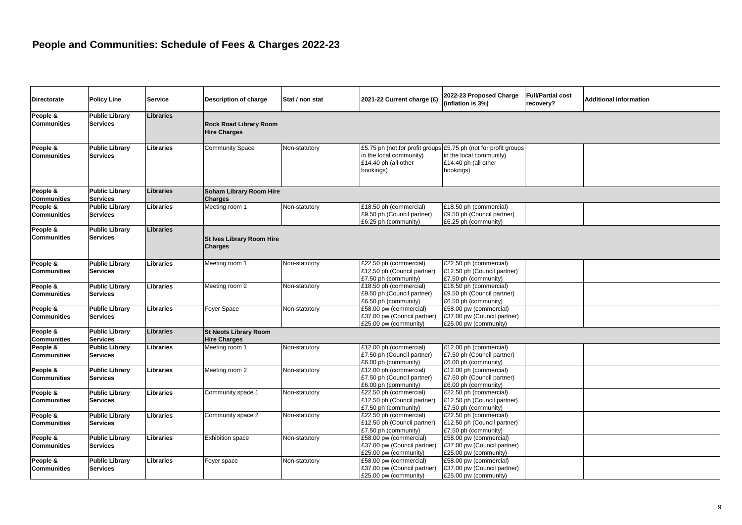# People and Communities: Schedule of Fees & Charges 2022-23

| Directorate | Policy Line | Service | Description of charge | Stat / non stat | 2021-22 Current charge (£) | 2022-23 Proposed Charge (inflation is 3%) | Full/Partial cost recovery? | Additional information |
|---|---|---|---|---|---|---|---|---|
| **People & Communities** | **Public Library Services** | **Libraries** | **Rock Road Library Room Hire Charges** | | | | | |
| **People & Communities** | **Public Library Services** | **Libraries** | Community Space | Non-statutory | £5.75 ph (not for profit groups in the local community)<br>£14.40 ph (all other bookings) | £5.75 ph (not for profit groups in the local community)<br>£14.40 ph (all other bookings) | | |
| **People & Communities** | **Public Library Services** | **Libraries** | **Soham Library Room Hire Charges** | | | | | |
| **People & Communities** | **Public Library Services** | **Libraries** | Meeting room 1 | Non-statutory | £18.50 ph (commercial)<br>£9.50 ph (Council partner)<br>£6.25 ph (community) | £18.50 ph (commercial)<br>£9.50 ph (Council partner)<br>£6.25 ph (community) | | |
| **People & Communities** | **Public Library Services** | **Libraries** | **St Ives Library Room Hire Charges** | | | | | |
| **People & Communities** | **Public Library Services** | **Libraries** | Meeting room 1 | Non-statutory | £22.50 ph (commercial)<br>£12.50 ph (Council partner)<br>£7.50 ph (community) | £22.50 ph (commercial)<br>£12.50 ph (Council partner)<br>£7.50 ph (community) | | |
| **People & Communities** | **Public Library Services** | **Libraries** | Meeting room 2 | Non-statutory | £18.50 ph (commercial)<br>£9.50 ph (Council partner)<br>£6.50 ph (community) | £18.50 ph (commercial)<br>£9.50 ph (Council partner)<br>£6.50 ph (community) | | |
| **People & Communities** | **Public Library Services** | **Libraries** | Foyer Space | Non-statutory | £58.00 pw (commercial)<br>£37.00 pw (Council partner)<br>£25.00 pw (community) | £58.00 pw (commercial)<br>£37.00 pw (Council partner)<br>£25.00 pw (community) | | |
| **People & Communities** | **Public Library Services** | **Libraries** | **St Neots Library Room Hire Charges** | | | | | |
| **People & Communities** | **Public Library Services** | **Libraries** | Meeting room 1 | Non-statutory | £12.00 ph (commercial)<br>£7.50 ph (Council partner)<br>£6.00 ph (community) | £12.00 ph (commercial)<br>£7.50 ph (Council partner)<br>£6.00 ph (community) | | |
| **People & Communities** | **Public Library Services** | **Libraries** | Meeting room 2 | Non-statutory | £12.00 ph (commercial)<br>£7.50 ph (Council partner)<br>£6.00 ph (community) | £12.00 ph (commercial)<br>£7.50 ph (Council partner)<br>£6.00 ph (community) | | |
| **People & Communities** | **Public Library Services** | **Libraries** | Community space 1 | Non-statutory | £22.50 ph (commercial)<br>£12.50 ph (Council partner)<br>£7.50 ph (community) | £22.50 ph (commercial)<br>£12.50 ph (Council partner)<br>£7.50 ph (community) | | |
| **People & Communities** | **Public Library Services** | **Libraries** | Community space 2 | Non-statutory | £22.50 ph (commercial)<br>£12.50 ph (Council partner)<br>£7.50 ph (community) | £22.50 ph (commercial)<br>£12.50 ph (Council partner)<br>£7.50 ph (community) | | |
| **People & Communities** | **Public Library Services** | **Libraries** | Exhibition space | Non-statutory | £58.00 pw (commercial)<br>£37.00 pw (Council partner)<br>£25.00 pw (community) | £58.00 pw (commercial)<br>£37.00 pw (Council partner)<br>£25.00 pw (community) | | |
| **People & Communities** | **Public Library Services** | **Libraries** | Foyer space | Non-statutory | £58.00 pw (commercial)<br>£37.00 pw (Council partner)<br>£25.00 pw (community) | £58.00 pw (commercial)<br>£37.00 pw (Council partner)<br>£25.00 pw (community) | | |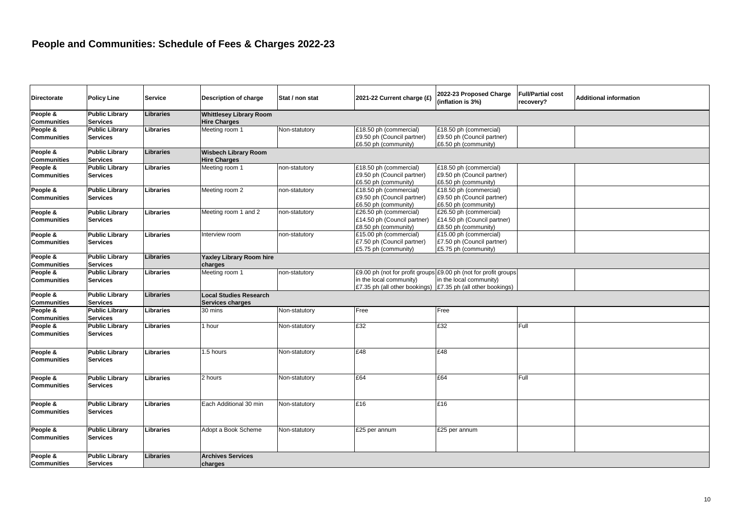# People and Communities: Schedule of Fees & Charges 2022-23

| Directorate | Policy Line | Service | Description of charge | Stat / non stat | 2021-22 Current charge (£) | 2022-23 Proposed Charge (inflation is 3%) | Full/Partial cost recovery? | Additional information |
|---|---|---|---|---|---|---|---|---|
| **People & Communities** | **Public Library Services** | **Libraries** | **Whittlesey Library Room Hire Charges** | | | | | |
| **People & Communities** | **Public Library Services** | **Libraries** | Meeting room 1 | Non-statutory | £18.50 ph (commercial)<br>£9.50 ph (Council partner)<br>£6.50 ph (community) | £18.50 ph (commercial)<br>£9.50 ph (Council partner)<br>£6.50 ph (community) | | |
| **People & Communities** | **Public Library Services** | **Libraries** | **Wisbech Library Room Hire Charges** | | | | | |
| **People & Communities** | **Public Library Services** | **Libraries** | Meeting room 1 | non-statutory | £18.50 ph (commercial)<br>£9.50 ph (Council partner)<br>£6.50 ph (community) | £18.50 ph (commercial)<br>£9.50 ph (Council partner)<br>£6.50 ph (community) | | |
| **People & Communities** | **Public Library Services** | **Libraries** | Meeting room 2 | non-statutory | £18.50 ph (commercial)<br>£9.50 ph (Council partner)<br>£6.50 ph (community) | £18.50 ph (commercial)<br>£9.50 ph (Council partner)<br>£6.50 ph (community) | | |
| **People & Communities** | **Public Library Services** | **Libraries** | Meeting room 1 and 2 | non-statutory | £26.50 ph (commercial)<br>£14.50 ph (Council partner)<br>£8.50 ph (community) | £26.50 ph (commercial)<br>£14.50 ph (Council partner)<br>£8.50 ph (community) | | |
| **People & Communities** | **Public Library Services** | **Libraries** | Interview room | non-statutory | £15.00 ph (commercial)<br>£7.50 ph (Council partner)<br>£5.75 ph (community) | £15.00 ph (commercial)<br>£7.50 ph (Council partner)<br>£5.75 ph (community) | | |
| **People & Communities** | **Public Library Services** | **Libraries** | **Yaxley Library Room hire charges** | | | | | |
| **People & Communities** | **Public Library Services** | **Libraries** | Meeting room 1 | non-statutory | £9.00 ph (not for profit groups in the local community)<br>£7.35 ph (all other bookings) | £9.00 ph (not for profit groups in the local community)<br>£7.35 ph (all other bookings) | | |
| **People & Communities** | **Public Library Services** | **Libraries** | **Local Studies Research Services charges** | | | | | |
| **People & Communities** | **Public Library Services** | **Libraries** | 30 mins | Non-statutory | Free | Free | | |
| **People & Communities** | **Public Library Services** | **Libraries** | 1 hour | Non-statutory | £32 | £32 | Full | |
| **People & Communities** | **Public Library Services** | **Libraries** | 1.5 hours | Non-statutory | £48 | £48 | | |
| **People & Communities** | **Public Library Services** | **Libraries** | 2 hours | Non-statutory | £64 | £64 | Full | |
| **People & Communities** | **Public Library Services** | **Libraries** | Each Additional 30 min | Non-statutory | £16 | £16 | | |
| **People & Communities** | **Public Library Services** | **Libraries** | Adopt a Book Scheme | Non-statutory | £25 per annum | £25 per annum | | |
| **People & Communities** | **Public Library Services** | **Libraries** | **Archives Services charges** | | | | | |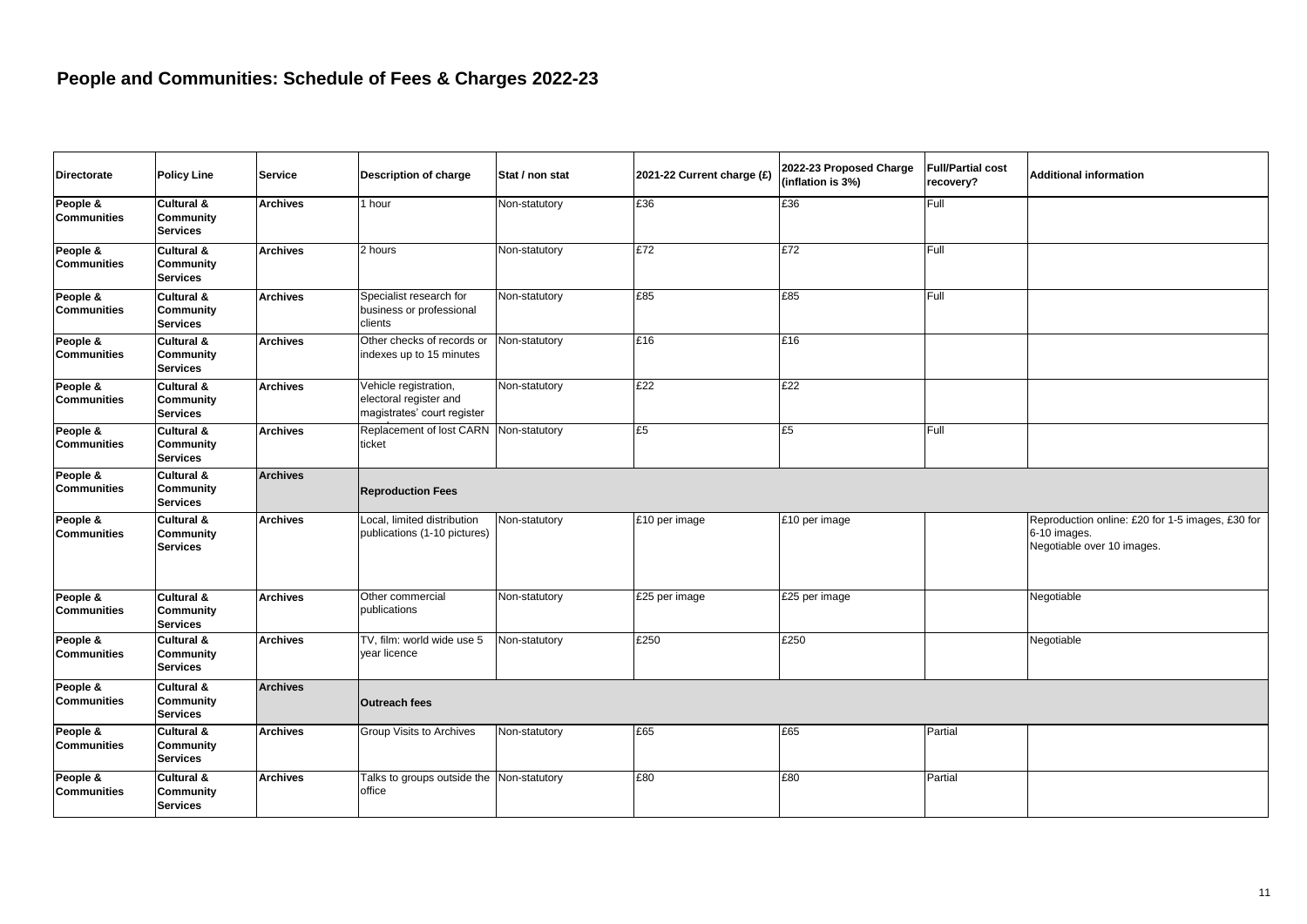# People and Communities: Schedule of Fees & Charges 2022-23

| Directorate | Policy Line | Service | Description of charge | Stat / non stat | 2021-22 Current charge (£) | 2022-23 Proposed Charge (inflation is 3%) | Full/Partial cost recovery? | Additional information |
|---|---|---|---|---|---|---|---|---|
| **People & Communities** | **Cultural & Community Services** | **Archives** | 1 hour | Non-statutory | £36 | £36 | Full | |
| **People & Communities** | **Cultural & Community Services** | **Archives** | 2 hours | Non-statutory | £72 | £72 | Full | |
| **People & Communities** | **Cultural & Community Services** | **Archives** | Specialist research for business or professional clients | Non-statutory | £85 | £85 | Full | |
| **People & Communities** | **Cultural & Community Services** | **Archives** | Other checks of records or indexes up to 15 minutes | Non-statutory | £16 | £16 | | |
| **People & Communities** | **Cultural & Community Services** | **Archives** | Vehicle registration, electoral register and magistrates' court register | Non-statutory | £22 | £22 | | |
| **People & Communities** | **Cultural & Community Services** | **Archives** | Replacement of lost CARN ticket | Non-statutory | £5 | £5 | Full | |
| **People & Communities** | **Cultural & Community Services** | **Archives** | **Reproduction Fees** | | | | | |
| **People & Communities** | **Cultural & Community Services** | **Archives** | Local, limited distribution publications (1-10 pictures) | Non-statutory | £10 per image | £10 per image | | Reproduction online: £20 for 1-5 images, £30 for 6-10 images. Negotiable over 10 images. |
| **People & Communities** | **Cultural & Community Services** | **Archives** | Other commercial publications | Non-statutory | £25 per image | £25 per image | | Negotiable |
| **People & Communities** | **Cultural & Community Services** | **Archives** | TV, film: world wide use 5 year licence | Non-statutory | £250 | £250 | | Negotiable |
| **People & Communities** | **Cultural & Community Services** | **Archives** | **Outreach fees** | | | | | |
| **People & Communities** | **Cultural & Community Services** | **Archives** | Group Visits to Archives | Non-statutory | £65 | £65 | Partial | |
| **People & Communities** | **Cultural & Community Services** | **Archives** | Talks to groups outside the office | Non-statutory | £80 | £80 | Partial | |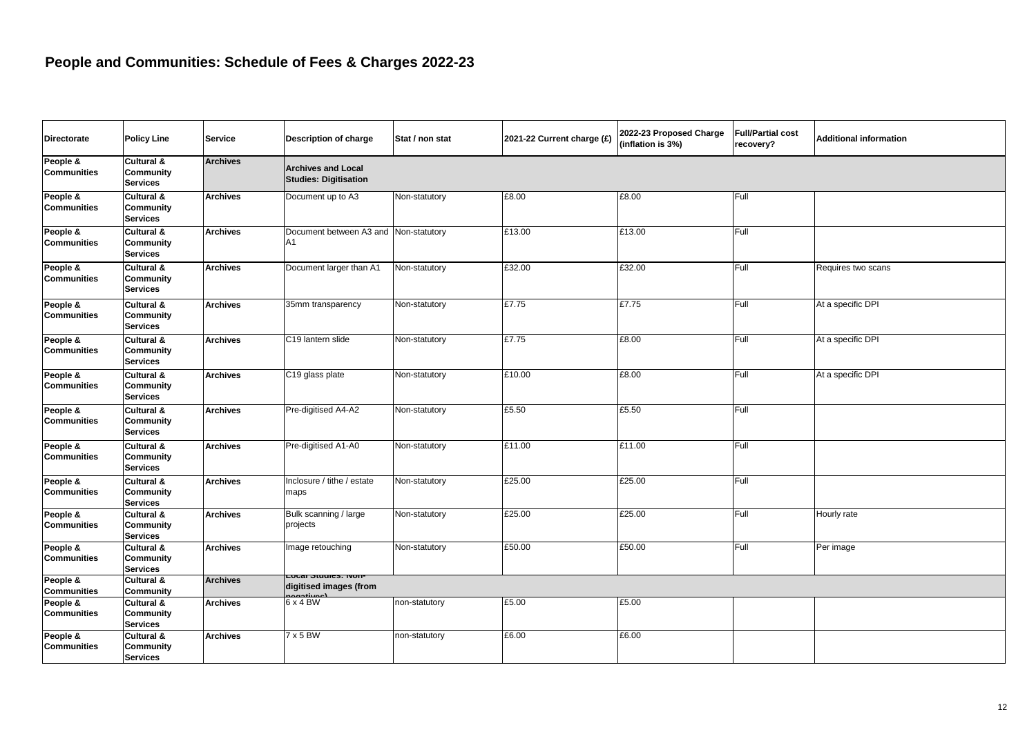# People and Communities: Schedule of Fees & Charges 2022-23

| Directorate | Policy Line | Service | Description of charge | Stat / non stat | 2021-22 Current charge (£) | 2022-23 Proposed Charge (inflation is 3%) | Full/Partial cost recovery? | Additional information |
|---|---|---|---|---|---|---|---|---|
| **People & Communities** | **Cultural & Community Services** | **Archives** | **Archives and Local Studies: Digitisation** | | | | | |
| **People & Communities** | **Cultural & Community Services** | **Archives** | Document up to A3 | Non-statutory | £8.00 | £8.00 | Full | |
| **People & Communities** | **Cultural & Community Services** | **Archives** | Document between A3 and A1 | Non-statutory | £13.00 | £13.00 | Full | |
| **People & Communities** | **Cultural & Community Services** | **Archives** | Document larger than A1 | Non-statutory | £32.00 | £32.00 | Full | Requires two scans |
| **People & Communities** | **Cultural & Community Services** | **Archives** | 35mm transparency | Non-statutory | £7.75 | £7.75 | Full | At a specific DPI |
| **People & Communities** | **Cultural & Community Services** | **Archives** | C19 lantern slide | Non-statutory | £7.75 | £8.00 | Full | At a specific DPI |
| **People & Communities** | **Cultural & Community Services** | **Archives** | C19 glass plate | Non-statutory | £10.00 | £8.00 | Full | At a specific DPI |
| **People & Communities** | **Cultural & Community Services** | **Archives** | Pre-digitised A4-A2 | Non-statutory | £5.50 | £5.50 | Full | |
| **People & Communities** | **Cultural & Community Services** | **Archives** | Pre-digitised A1-A0 | Non-statutory | £11.00 | £11.00 | Full | |
| **People & Communities** | **Cultural & Community Services** | **Archives** | Inclosure / tithe / estate maps | Non-statutory | £25.00 | £25.00 | Full | |
| **People & Communities** | **Cultural & Community Services** | **Archives** | Bulk scanning / large projects | Non-statutory | £25.00 | £25.00 | Full | Hourly rate |
| **People & Communities** | **Cultural & Community Services** | **Archives** | Image retouching | Non-statutory | £50.00 | £50.00 | Full | Per image |
| **People & Communities** | **Cultural & Community** | **Archives** | **Local Studies: Non-digitised images (from negatives)** | | | | | |
| **People & Communities** | **Cultural & Community Services** | **Archives** | 6 x 4 BW | non-statutory | £5.00 | £5.00 | | |
| **People & Communities** | **Cultural & Community Services** | **Archives** | 7 x 5 BW | non-statutory | £6.00 | £6.00 | | |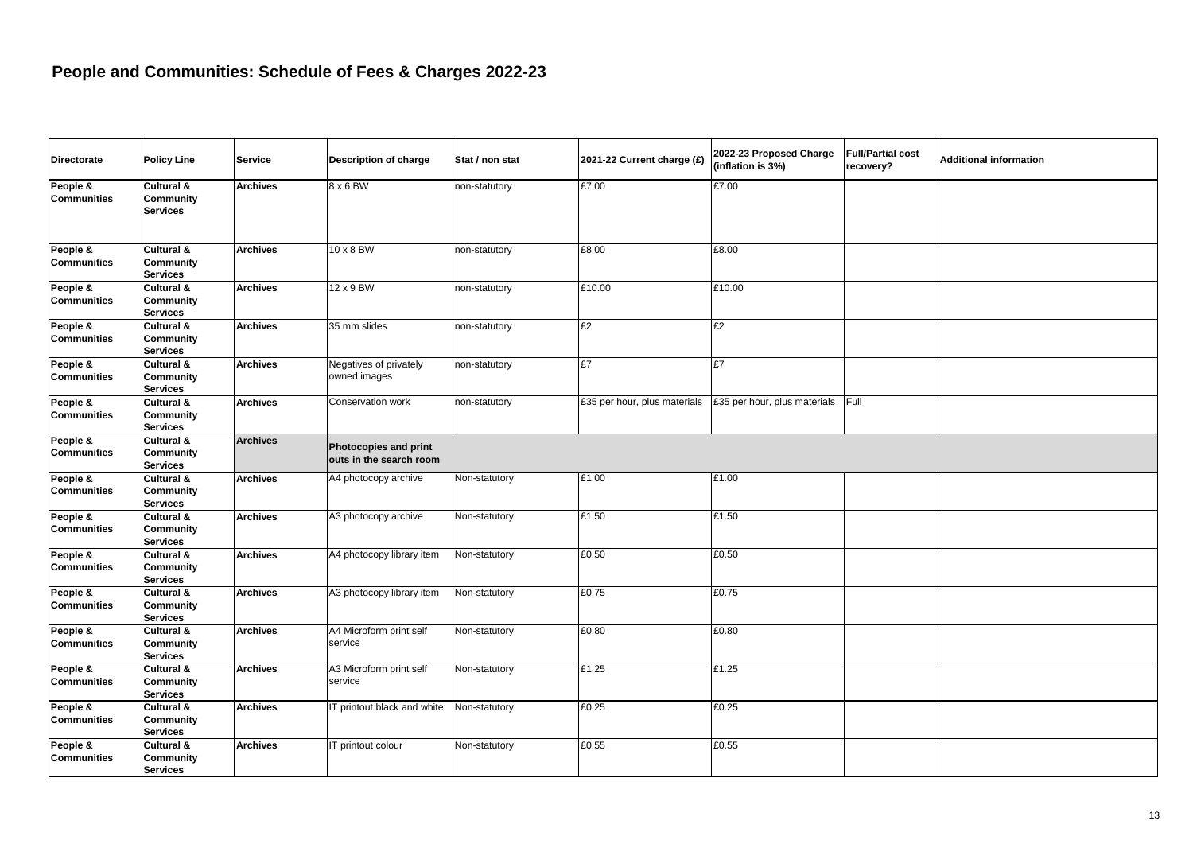# People and Communities: Schedule of Fees & Charges 2022-23

| Directorate | Policy Line | Service | Description of charge | Stat / non stat | 2021-22 Current charge (£) | 2022-23 Proposed Charge (inflation is 3%) | Full/Partial cost recovery? | Additional information |
|---|---|---|---|---|---|---|---|---|
| People & Communities | Cultural & Community Services | Archives | 8 x 6 BW | non-statutory | £7.00 | £7.00 | | |
| People & Communities | Cultural & Community Services | Archives | 10 x 8 BW | non-statutory | £8.00 | £8.00 | | |
| People & Communities | Cultural & Community Services | Archives | 12 x 9 BW | non-statutory | £10.00 | £10.00 | | |
| People & Communities | Cultural & Community Services | Archives | 35 mm slides | non-statutory | £2 | £2 | | |
| People & Communities | Cultural & Community Services | Archives | Negatives of privately owned images | non-statutory | £7 | £7 | | |
| People & Communities | Cultural & Community Services | Archives | Conservation work | non-statutory | £35 per hour, plus materials | £35 per hour, plus materials | Full | |
| People & Communities | Cultural & Community Services | Archives | **Photocopies and print outs in the search room** | | | | | |
| People & Communities | Cultural & Community Services | Archives | A4 photocopy archive | Non-statutory | £1.00 | £1.00 | | |
| People & Communities | Cultural & Community Services | Archives | A3 photocopy archive | Non-statutory | £1.50 | £1.50 | | |
| People & Communities | Cultural & Community Services | Archives | A4 photocopy library item | Non-statutory | £0.50 | £0.50 | | |
| People & Communities | Cultural & Community Services | Archives | A3 photocopy library item | Non-statutory | £0.75 | £0.75 | | |
| People & Communities | Cultural & Community Services | Archives | A4 Microform print self service | Non-statutory | £0.80 | £0.80 | | |
| People & Communities | Cultural & Community Services | Archives | A3 Microform print self service | Non-statutory | £1.25 | £1.25 | | |
| People & Communities | Cultural & Community Services | Archives | IT printout black and white | Non-statutory | £0.25 | £0.25 | | |
| People & Communities | Cultural & Community Services | Archives | IT printout colour | Non-statutory | £0.55 | £0.55 | | |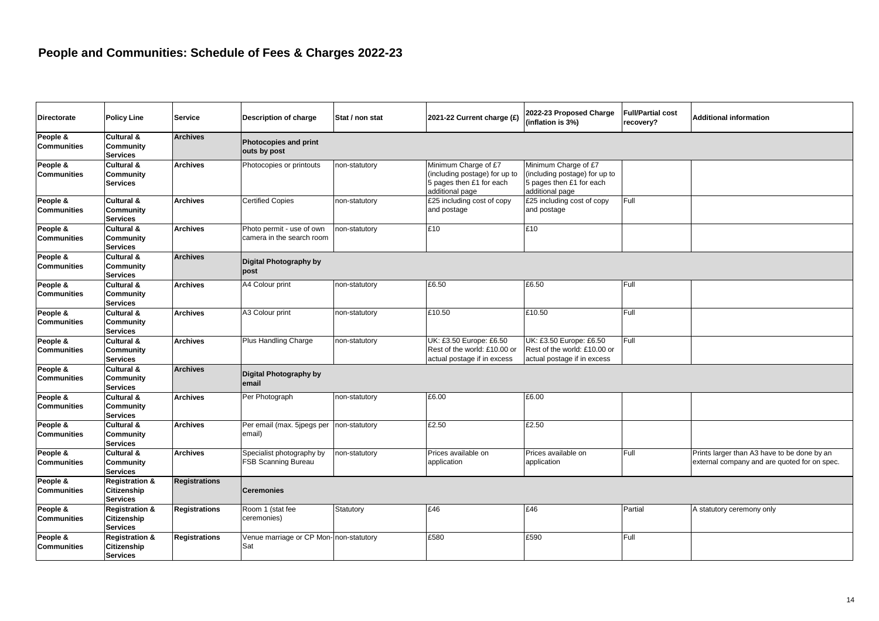# People and Communities: Schedule of Fees & Charges 2022-23

| Directorate | Policy Line | Service | Description of charge | Stat / non stat | 2021-22 Current charge (£) | 2022-23 Proposed Charge (inflation is 3%) | Full/Partial cost recovery? | Additional information |
|---|---|---|---|---|---|---|---|---|
| **People & Communities** | **Cultural & Community Services** | **Archives** | **Photocopies and print outs by post** | | | | | |
| **People & Communities** | **Cultural & Community Services** | **Archives** | Photocopies or printouts | non-statutory | Minimum Charge of £7 (including postage) for up to 5 pages then £1 for each additional page | Minimum Charge of £7 (including postage) for up to 5 pages then £1 for each additional page | | |
| **People & Communities** | **Cultural & Community Services** | **Archives** | Certified Copies | non-statutory | £25 including cost of copy and postage | £25 including cost of copy and postage | Full | |
| **People & Communities** | **Cultural & Community Services** | **Archives** | Photo permit - use of own camera in the search room | non-statutory | £10 | £10 | | |
| **People & Communities** | **Cultural & Community Services** | **Archives** | **Digital Photography by post** | | | | | |
| **People & Communities** | **Cultural & Community Services** | **Archives** | A4 Colour print | non-statutory | £6.50 | £6.50 | Full | |
| **People & Communities** | **Cultural & Community Services** | **Archives** | A3 Colour print | non-statutory | £10.50 | £10.50 | Full | |
| **People & Communities** | **Cultural & Community Services** | **Archives** | Plus Handling Charge | non-statutory | UK: £3.50 Europe: £6.50 Rest of the world: £10.00 or actual postage if in excess | UK: £3.50 Europe: £6.50 Rest of the world: £10.00 or actual postage if in excess | Full | |
| **People & Communities** | **Cultural & Community Services** | **Archives** | **Digital Photography by email** | | | | | |
| **People & Communities** | **Cultural & Community Services** | **Archives** | Per Photograph | non-statutory | £6.00 | £6.00 | | |
| **People & Communities** | **Cultural & Community Services** | **Archives** | Per email (max. 5jpegs per email) | non-statutory | £2.50 | £2.50 | | |
| **People & Communities** | **Cultural & Community Services** | **Archives** | Specialist photography by FSB Scanning Bureau | non-statutory | Prices available on application | Prices available on application | Full | Prints larger than A3 have to be done by an external company and are quoted for on spec. |
| **People & Communities** | **Registration & Citizenship Services** | **Registrations** | **Ceremonies** | | | | | |
| **People & Communities** | **Registration & Citizenship Services** | **Registrations** | Room 1 (stat fee ceremonies) | Statutory | £46 | £46 | Partial | A statutory ceremony only |
| **People & Communities** | **Registration & Citizenship Services** | **Registrations** | Venue marriage or CP Mon-Sat | non-statutory | £580 | £590 | Full | |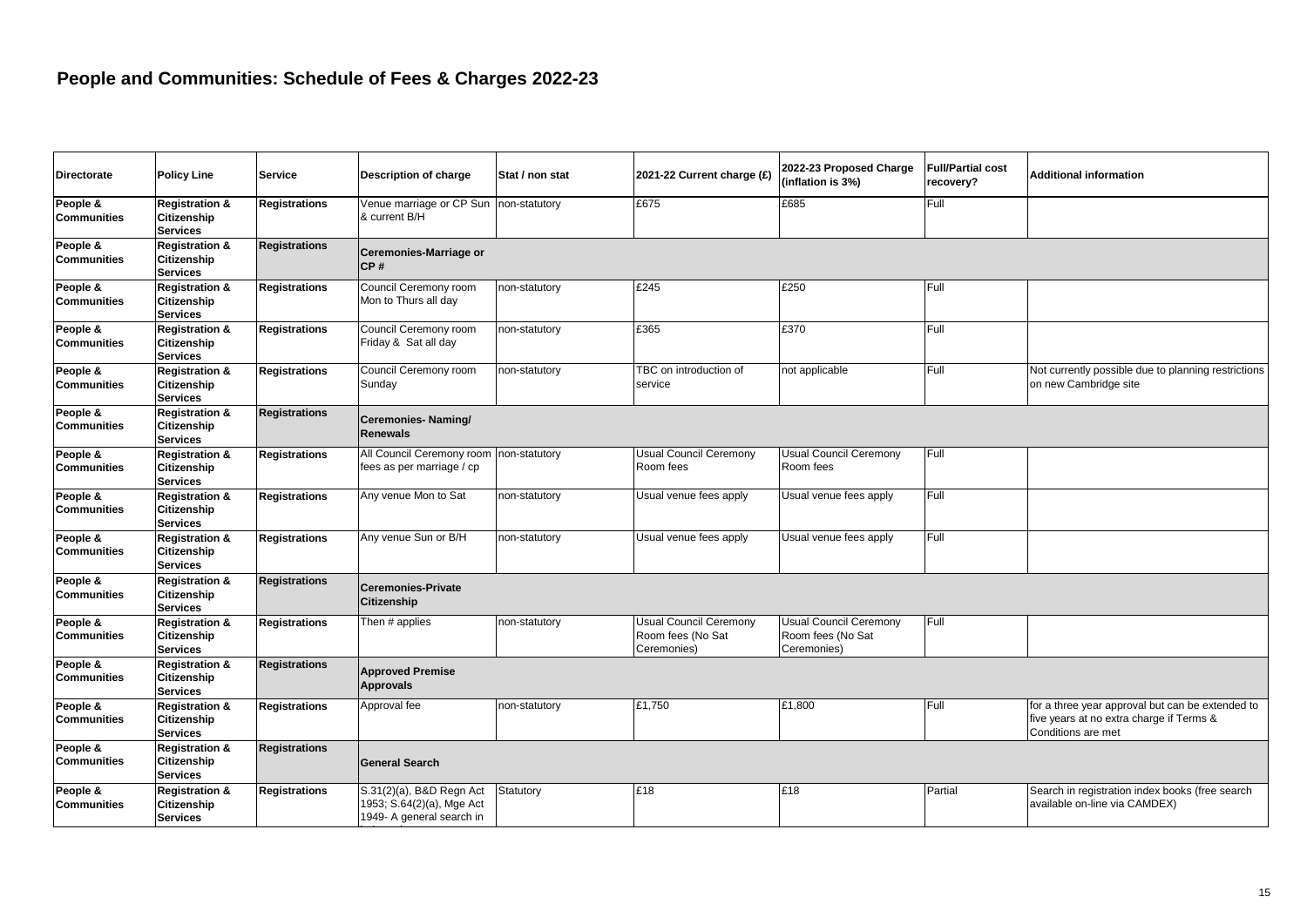# People and Communities: Schedule of Fees & Charges 2022-23

| Directorate | Policy Line | Service | Description of charge | Stat / non stat | 2021-22 Current charge (£) | 2022-23 Proposed Charge (inflation is 3%) | Full/Partial cost recovery? | Additional information |
|---|---|---|---|---|---|---|---|---|
| People & Communities | Registration & Citizenship Services | Registrations | Venue marriage or CP Sun & current B/H | non-statutory | £675 | £685 | Full | |
| People & Communities | Registration & Citizenship Services | Registrations | **Ceremonies-Marriage or CP #** | | | | | |
| People & Communities | Registration & Citizenship Services | Registrations | Council Ceremony room Mon to Thurs all day | non-statutory | £245 | £250 | Full | |
| People & Communities | Registration & Citizenship Services | Registrations | Council Ceremony room Friday & Sat all day | non-statutory | £365 | £370 | Full | |
| People & Communities | Registration & Citizenship Services | Registrations | Council Ceremony room Sunday | non-statutory | TBC on introduction of service | not applicable | Full | Not currently possible due to planning restrictions on new Cambridge site |
| People & Communities | Registration & Citizenship Services | Registrations | **Ceremonies- Naming/ Renewals** | | | | | |
| People & Communities | Registration & Citizenship Services | Registrations | All Council Ceremony room fees as per marriage / cp | non-statutory | Usual Council Ceremony Room fees | Usual Council Ceremony Room fees | Full | |
| People & Communities | Registration & Citizenship Services | Registrations | Any venue Mon to Sat | non-statutory | Usual venue fees apply | Usual venue fees apply | Full | |
| People & Communities | Registration & Citizenship Services | Registrations | Any venue Sun or B/H | non-statutory | Usual venue fees apply | Usual venue fees apply | Full | |
| People & Communities | Registration & Citizenship Services | Registrations | **Ceremonies-Private Citizenship** | | | | | |
| People & Communities | Registration & Citizenship Services | Registrations | Then # applies | non-statutory | Usual Council Ceremony Room fees (No Sat Ceremonies) | Usual Council Ceremony Room fees (No Sat Ceremonies) | Full | |
| People & Communities | Registration & Citizenship Services | Registrations | **Approved Premise Approvals** | | | | | |
| People & Communities | Registration & Citizenship Services | Registrations | Approval fee | non-statutory | £1,750 | £1,800 | Full | for a three year approval but can be extended to five years at no extra charge if Terms & Conditions are met |
| People & Communities | Registration & Citizenship Services | Registrations | **General Search** | | | | | |
| People & Communities | Registration & Citizenship Services | Registrations | S.31(2)(a), B&D Regn Act 1953; S.64(2)(a), Mge Act 1949- A general search in | Statutory | £18 | £18 | Partial | Search in registration index books (free search available on-line via CAMDEX) |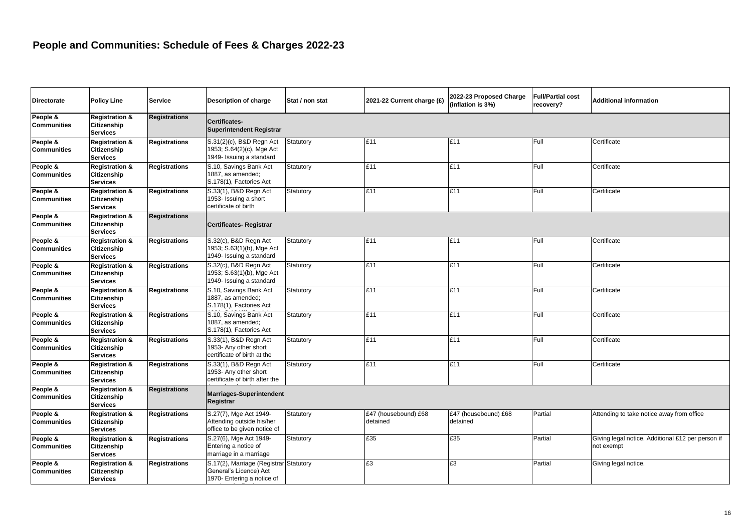# People and Communities: Schedule of Fees & Charges 2022-23

| Directorate | Policy Line | Service | Description of charge | Stat / non stat | 2021-22 Current charge (£) | 2022-23 Proposed Charge (inflation is 3%) | Full/Partial cost recovery? | Additional information |
|---|---|---|---|---|---|---|---|---|
| People & Communities | Registration & Citizenship Services | Registrations | **Certificates- Superintendent Registrar** | | | | | |
| People & Communities | Registration & Citizenship Services | Registrations | S.31(2)(c), B&D Regn Act 1953; S.64(2)(c), Mge Act 1949- Issuing a standard | Statutory | £11 | £11 | Full | Certificate |
| People & Communities | Registration & Citizenship Services | Registrations | S.10, Savings Bank Act 1887, as amended; S.178(1), Factories Act | Statutory | £11 | £11 | Full | Certificate |
| People & Communities | Registration & Citizenship Services | Registrations | S.33(1), B&D Regn Act 1953- Issuing a short certificate of birth | Statutory | £11 | £11 | Full | Certificate |
| People & Communities | Registration & Citizenship Services | Registrations | **Certificates- Registrar** | | | | | |
| People & Communities | Registration & Citizenship Services | Registrations | S.32(c), B&D Regn Act 1953; S.63(1)(b), Mge Act 1949- Issuing a standard | Statutory | £11 | £11 | Full | Certificate |
| People & Communities | Registration & Citizenship Services | Registrations | S.32(c), B&D Regn Act 1953; S.63(1)(b), Mge Act 1949- Issuing a standard | Statutory | £11 | £11 | Full | Certificate |
| People & Communities | Registration & Citizenship Services | Registrations | S.10, Savings Bank Act 1887, as amended; S.178(1), Factories Act | Statutory | £11 | £11 | Full | Certificate |
| People & Communities | Registration & Citizenship Services | Registrations | S.10, Savings Bank Act 1887, as amended; S.178(1), Factories Act | Statutory | £11 | £11 | Full | Certificate |
| People & Communities | Registration & Citizenship Services | Registrations | S.33(1), B&D Regn Act 1953- Any other short certificate of birth at the | Statutory | £11 | £11 | Full | Certificate |
| People & Communities | Registration & Citizenship Services | Registrations | S.33(1), B&D Regn Act 1953- Any other short certificate of birth after the | Statutory | £11 | £11 | Full | Certificate |
| People & Communities | Registration & Citizenship Services | Registrations | **Marriages-Superintendent Registrar** | | | | | |
| People & Communities | Registration & Citizenship Services | Registrations | S.27(7), Mge Act 1949- Attending outside his/her office to be given notice of | Statutory | £47 (housebound) £68 detained | £47 (housebound) £68 detained | Partial | Attending to take notice away from office |
| People & Communities | Registration & Citizenship Services | Registrations | S.27(6), Mge Act 1949- Entering a notice of marriage in a marriage | Statutory | £35 | £35 | Partial | Giving legal notice. Additional £12 per person if not exempt |
| People & Communities | Registration & Citizenship Services | Registrations | S.17(2), Marriage (Registrar General's Licence) Act 1970- Entering a notice of | Statutory | £3 | £3 | Partial | Giving legal notice. |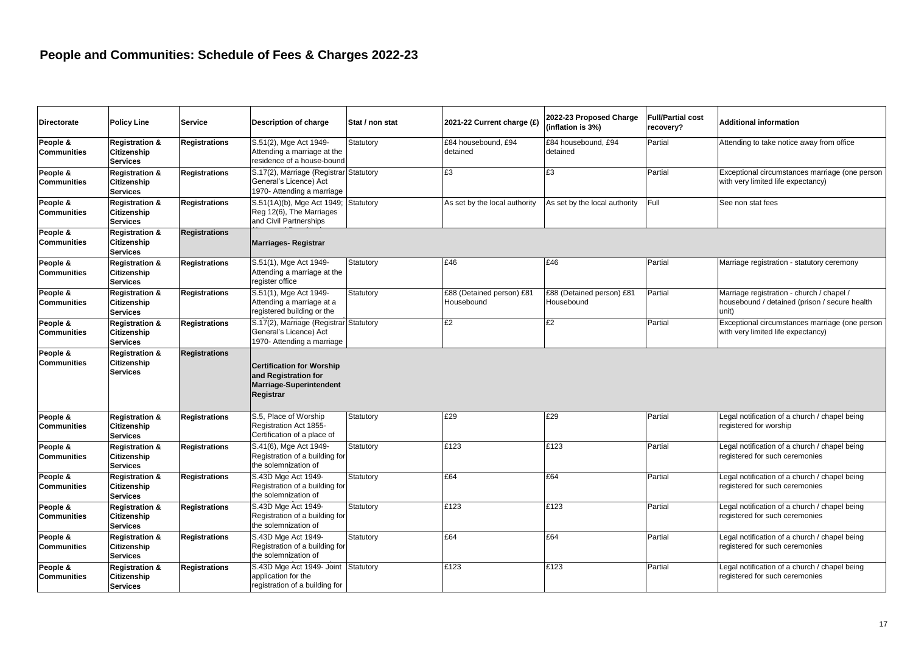# People and Communities: Schedule of Fees & Charges 2022-23

| Directorate | Policy Line | Service | Description of charge | Stat / non stat | 2021-22 Current charge (£) | 2022-23 Proposed Charge (inflation is 3%) | Full/Partial cost recovery? | Additional information |
|---|---|---|---|---|---|---|---|---|
| **People & Communities** | **Registration & Citizenship Services** | **Registrations** | S.51(2), Mge Act 1949- Attending a marriage at the residence of a house-bound | Statutory | £84 housebound, £94 detained | £84 housebound, £94 detained | Partial | Attending to take notice away from office |
| **People & Communities** | **Registration & Citizenship Services** | **Registrations** | S.17(2), Marriage (Registrar General's Licence) Act 1970- Attending a marriage | Statutory | £3 | £3 | Partial | Exceptional circumstances marriage (one person with very limited life expectancy) |
| **People & Communities** | **Registration & Citizenship Services** | **Registrations** | S.51(1A)(b), Mge Act 1949; Reg 12(6), The Marriages and Civil Partnerships | Statutory | As set by the local authority | As set by the local authority | Full | See non stat fees |
| **People & Communities** | **Registration & Citizenship Services** | **Registrations** | **Marriages- Registrar** | | | | | |
| **People & Communities** | **Registration & Citizenship Services** | **Registrations** | S.51(1), Mge Act 1949- Attending a marriage at the register office | Statutory | £46 | £46 | Partial | Marriage registration - statutory ceremony |
| **People & Communities** | **Registration & Citizenship Services** | **Registrations** | S.51(1), Mge Act 1949- Attending a marriage at a registered building or the | Statutory | £88 (Detained person) £81 Housebound | £88 (Detained person) £81 Housebound | Partial | Marriage registration - church / chapel / housebound / detained (prison / secure health unit) |
| **People & Communities** | **Registration & Citizenship Services** | **Registrations** | S.17(2), Marriage (Registrar General's Licence) Act 1970- Attending a marriage | Statutory | £2 | £2 | Partial | Exceptional circumstances marriage (one person with very limited life expectancy) |
| **People & Communities** | **Registration & Citizenship Services** | **Registrations** | **Certification for Worship and Registration for Marriage-Superintendent Registrar** | | | | | |
| **People & Communities** | **Registration & Citizenship Services** | **Registrations** | S.5, Place of Worship Registration Act 1855- Certification of a place of | Statutory | £29 | £29 | Partial | Legal notification of a church / chapel being registered for worship |
| **People & Communities** | **Registration & Citizenship Services** | **Registrations** | S.41(6), Mge Act 1949- Registration of a building for the solemnization of | Statutory | £123 | £123 | Partial | Legal notification of a church / chapel being registered for such ceremonies |
| **People & Communities** | **Registration & Citizenship Services** | **Registrations** | S.43D Mge Act 1949- Registration of a building for the solemnization of | Statutory | £64 | £64 | Partial | Legal notification of a church / chapel being registered for such ceremonies |
| **People & Communities** | **Registration & Citizenship Services** | **Registrations** | S.43D Mge Act 1949- Registration of a building for the solemnization of | Statutory | £123 | £123 | Partial | Legal notification of a church / chapel being registered for such ceremonies |
| **People & Communities** | **Registration & Citizenship Services** | **Registrations** | S.43D Mge Act 1949- Registration of a building for the solemnization of | Statutory | £64 | £64 | Partial | Legal notification of a church / chapel being registered for such ceremonies |
| **People & Communities** | **Registration & Citizenship Services** | **Registrations** | S.43D Mge Act 1949- Joint application for the registration of a building for | Statutory | £123 | £123 | Partial | Legal notification of a church / chapel being registered for such ceremonies |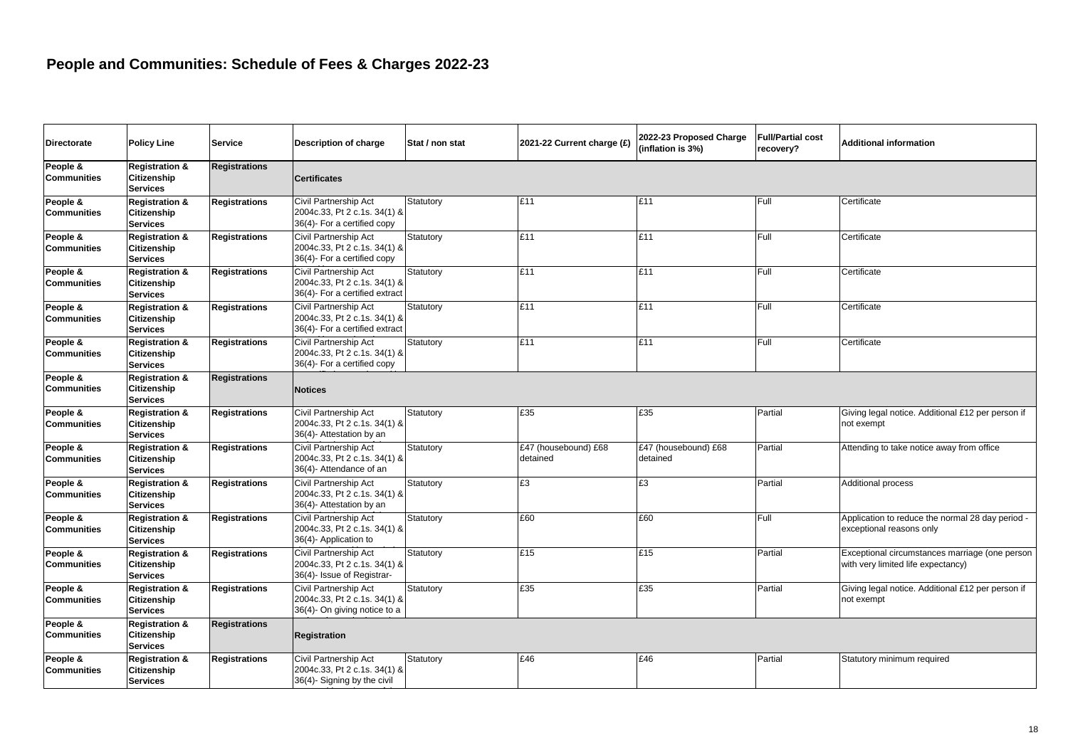# People and Communities: Schedule of Fees & Charges 2022-23

| Directorate | Policy Line | Service | Description of charge | Stat / non stat | 2021-22 Current charge (£) | 2022-23 Proposed Charge (inflation is 3%) | Full/Partial cost recovery? | Additional information |
|---|---|---|---|---|---|---|---|---|
| People & Communities | Registration & Citizenship Services | Registrations | **Certificates** | | | | | |
| People & Communities | Registration & Citizenship Services | Registrations | Civil Partnership Act 2004c.33, Pt 2 c.1s. 34(1) & 36(4)- For a certified copy | Statutory | £11 | £11 | Full | Certificate |
| People & Communities | Registration & Citizenship Services | Registrations | Civil Partnership Act 2004c.33, Pt 2 c.1s. 34(1) & 36(4)- For a certified copy | Statutory | £11 | £11 | Full | Certificate |
| People & Communities | Registration & Citizenship Services | Registrations | Civil Partnership Act 2004c.33, Pt 2 c.1s. 34(1) & 36(4)- For a certified extract | Statutory | £11 | £11 | Full | Certificate |
| People & Communities | Registration & Citizenship Services | Registrations | Civil Partnership Act 2004c.33, Pt 2 c.1s. 34(1) & 36(4)- For a certified extract | Statutory | £11 | £11 | Full | Certificate |
| People & Communities | Registration & Citizenship Services | Registrations | Civil Partnership Act 2004c.33, Pt 2 c.1s. 34(1) & 36(4)- For a certified copy | Statutory | £11 | £11 | Full | Certificate |
| People & Communities | Registration & Citizenship Services | Registrations | **Notices** | | | | | |
| People & Communities | Registration & Citizenship Services | Registrations | Civil Partnership Act 2004c.33, Pt 2 c.1s. 34(1) & 36(4)- Attestation by an | Statutory | £35 | £35 | Partial | Giving legal notice. Additional £12 per person if not exempt |
| People & Communities | Registration & Citizenship Services | Registrations | Civil Partnership Act 2004c.33, Pt 2 c.1s. 34(1) & 36(4)- Attendance of an | Statutory | £47 (housebound) £68 detained | £47 (housebound) £68 detained | Partial | Attending to take notice away from office |
| People & Communities | Registration & Citizenship Services | Registrations | Civil Partnership Act 2004c.33, Pt 2 c.1s. 34(1) & 36(4)- Attestation by an | Statutory | £3 | £3 | Partial | Additional process |
| People & Communities | Registration & Citizenship Services | Registrations | Civil Partnership Act 2004c.33, Pt 2 c.1s. 34(1) & 36(4)- Application to | Statutory | £60 | £60 | Full | Application to reduce the normal 28 day period - exceptional reasons only |
| People & Communities | Registration & Citizenship Services | Registrations | Civil Partnership Act 2004c.33, Pt 2 c.1s. 34(1) & 36(4)- Issue of Registrar- | Statutory | £15 | £15 | Partial | Exceptional circumstances marriage (one person with very limited life expectancy) |
| People & Communities | Registration & Citizenship Services | Registrations | Civil Partnership Act 2004c.33, Pt 2 c.1s. 34(1) & 36(4)- On giving notice to a | Statutory | £35 | £35 | Partial | Giving legal notice. Additional £12 per person if not exempt |
| People & Communities | Registration & Citizenship Services | Registrations | **Registration** | | | | | |
| People & Communities | Registration & Citizenship Services | Registrations | Civil Partnership Act 2004c.33, Pt 2 c.1s. 34(1) & 36(4)- Signing by the civil | Statutory | £46 | £46 | Partial | Statutory minimum required |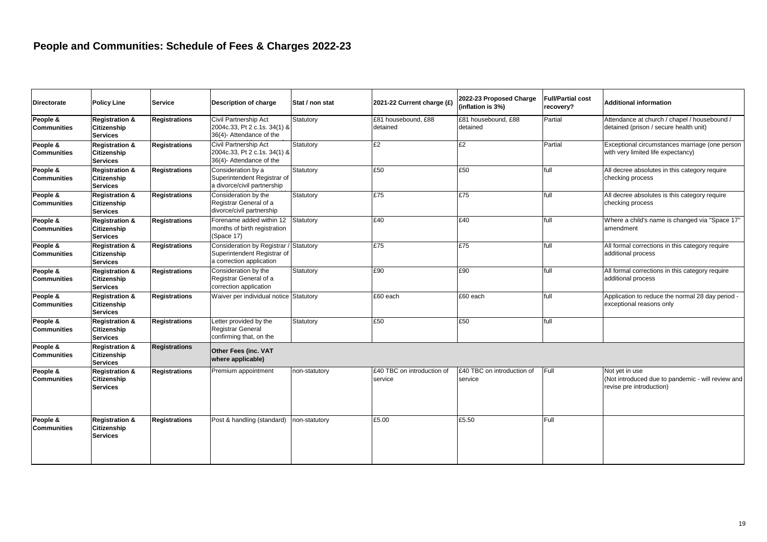# People and Communities: Schedule of Fees & Charges 2022-23

| Directorate | Policy Line | Service | Description of charge | Stat / non stat | 2021-22 Current charge (£) | 2022-23 Proposed Charge (inflation is 3%) | Full/Partial cost recovery? | Additional information |
|---|---|---|---|---|---|---|---|---|
| People & Communities | Registration & Citizenship Services | Registrations | Civil Partnership Act 2004c.33, Pt 2 c.1s. 34(1) & 36(4)- Attendance of the | Statutory | £81 housebound, £88 detained | £81 housebound, £88 detained | Partial | Attendance at church / chapel / housebound / detained (prison / secure health unit) |
| People & Communities | Registration & Citizenship Services | Registrations | Civil Partnership Act 2004c.33, Pt 2 c.1s. 34(1) & 36(4)- Attendance of the | Statutory | £2 | £2 | Partial | Exceptional circumstances marriage (one person with very limited life expectancy) |
| People & Communities | Registration & Citizenship Services | Registrations | Consideration by a Superintendent Registrar of a divorce/civil partnership | Statutory | £50 | £50 | full | All decree absolutes in this category require checking process |
| People & Communities | Registration & Citizenship Services | Registrations | Consideration by the Registrar General of a divorce/civil partnership | Statutory | £75 | £75 | full | All decree absolutes is this category require checking process |
| People & Communities | Registration & Citizenship Services | Registrations | Forename added within 12 months of birth registration (Space 17) | Statutory | £40 | £40 | full | Where a child's name is changed via "Space 17" amendment |
| People & Communities | Registration & Citizenship Services | Registrations | Consideration by Registrar / Superintendent Registrar of a correction application | Statutory | £75 | £75 | full | All formal corrections in this category require additional process |
| People & Communities | Registration & Citizenship Services | Registrations | Consideration by the Registrar General of a correction application | Statutory | £90 | £90 | full | All formal corrections in this category require additional process |
| People & Communities | Registration & Citizenship Services | Registrations | Waiver per individual notice | Statutory | £60 each | £60 each | full | Application to reduce the normal 28 day period - exceptional reasons only |
| People & Communities | Registration & Citizenship Services | Registrations | Letter provided by the Registrar General confirming that, on the | Statutory | £50 | £50 | full | |
| People & Communities | Registration & Citizenship Services | Registrations | **Other Fees (inc. VAT where applicable)** | | | | | |
| People & Communities | Registration & Citizenship Services | Registrations | Premium appointment | non-statutory | £40 TBC on introduction of service | £40 TBC on introduction of service | Full | Not yet in use (Not introduced due to pandemic - will review and revise pre introduction) |
| People & Communities | Registration & Citizenship Services | Registrations | Post & handling (standard) | non-statutory | £5.00 | £5.50 | Full | |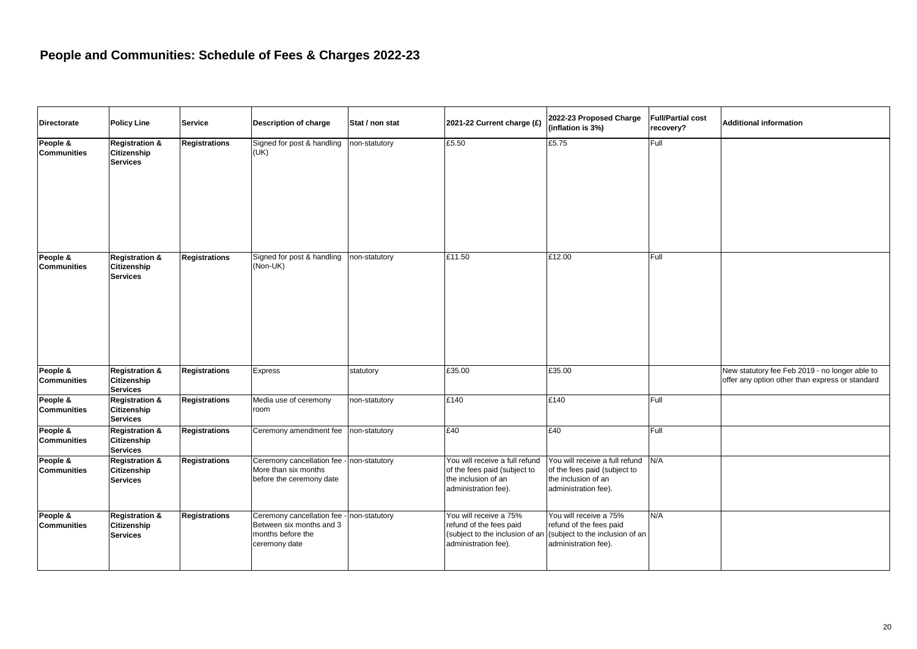# People and Communities: Schedule of Fees & Charges 2022-23

| Directorate | Policy Line | Service | Description of charge | Stat / non stat | 2021-22 Current charge (£) | 2022-23 Proposed Charge (inflation is 3%) | Full/Partial cost recovery? | Additional information |
|---|---|---|---|---|---|---|---|---|
| **People & Communities** | **Registration & Citizenship Services** | **Registrations** | Signed for post & handling (UK) | non-statutory | £5.50 | £5.75 | Full | |
| **People & Communities** | **Registration & Citizenship Services** | **Registrations** | Signed for post & handling (Non-UK) | non-statutory | £11.50 | £12.00 | Full | |
| **People & Communities** | **Registration & Citizenship Services** | **Registrations** | Express | statutory | £35.00 | £35.00 | | New statutory fee Feb 2019 - no longer able to offer any option other than express or standard |
| **People & Communities** | **Registration & Citizenship Services** | **Registrations** | Media use of ceremony room | non-statutory | £140 | £140 | Full | |
| **People & Communities** | **Registration & Citizenship Services** | **Registrations** | Ceremony amendment fee | non-statutory | £40 | £40 | Full | |
| **People & Communities** | **Registration & Citizenship Services** | **Registrations** | Ceremony cancellation fee - More than six months before the ceremony date | non-statutory | You will receive a full refund of the fees paid (subject to the inclusion of an administration fee). | You will receive a full refund of the fees paid (subject to the inclusion of an administration fee). | N/A | |
| **People & Communities** | **Registration & Citizenship Services** | **Registrations** | Ceremony cancellation fee - Between six months and 3 months before the ceremony date | non-statutory | You will receive a 75% refund of the fees paid (subject to the inclusion of an administration fee). | You will receive a 75% refund of the fees paid (subject to the inclusion of an administration fee). | N/A | |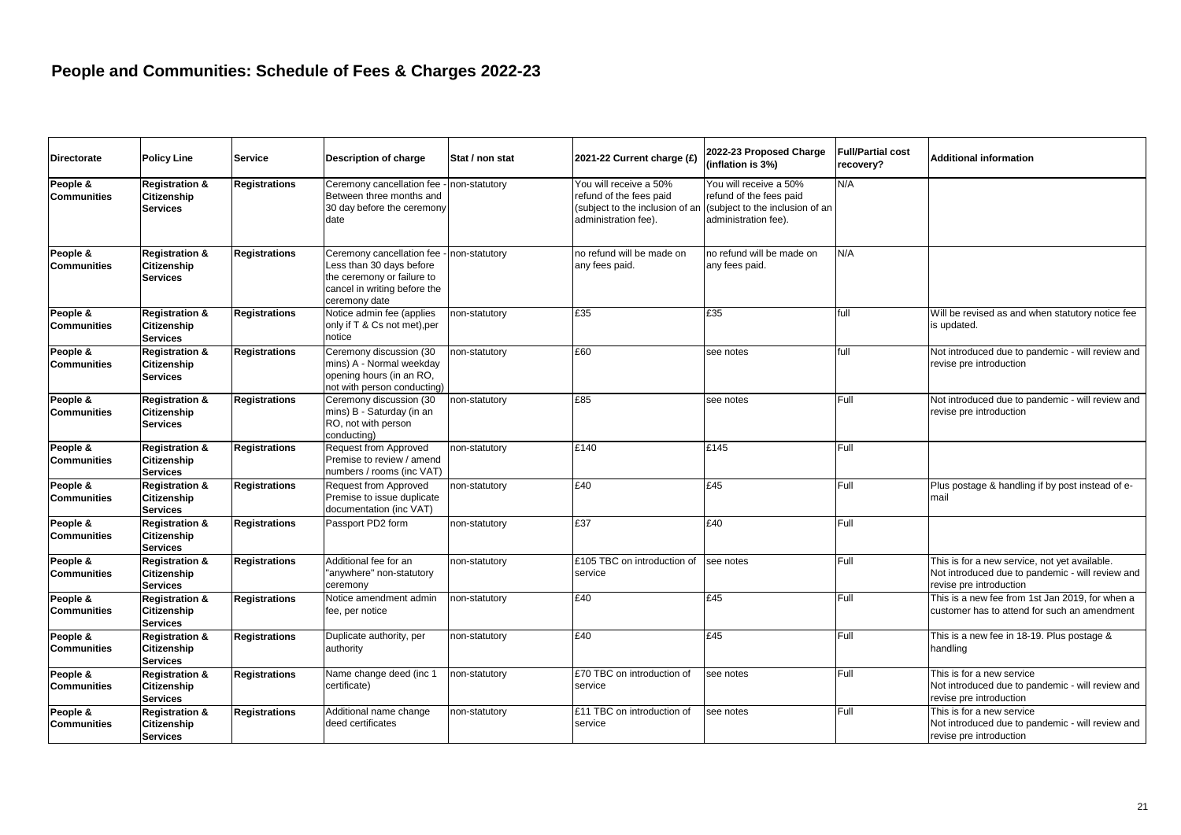# People and Communities: Schedule of Fees & Charges 2022-23

| Directorate | Policy Line | Service | Description of charge | Stat / non stat | 2021-22 Current charge (£) | 2022-23 Proposed Charge (inflation is 3%) | Full/Partial cost recovery? | Additional information |
|---|---|---|---|---|---|---|---|---|
| People & Communities | Registration & Citizenship Services | Registrations | Ceremony cancellation fee - Between three months and 30 day before the ceremony date | non-statutory | You will receive a 50% refund of the fees paid (subject to the inclusion of an administration fee). | You will receive a 50% refund of the fees paid (subject to the inclusion of an administration fee). | N/A | |
| People & Communities | Registration & Citizenship Services | Registrations | Ceremony cancellation fee - Less than 30 days before the ceremony or failure to cancel in writing before the ceremony date | non-statutory | no refund will be made on any fees paid. | no refund will be made on any fees paid. | N/A | |
| People & Communities | Registration & Citizenship Services | Registrations | Notice admin fee (applies only if T & Cs not met),per notice | non-statutory | £35 | £35 | full | Will be revised as and when statutory notice fee is updated. |
| People & Communities | Registration & Citizenship Services | Registrations | Ceremony discussion (30 mins) A - Normal weekday opening hours (in an RO, not with person conducting) | non-statutory | £60 | see notes | full | Not introduced due to pandemic - will review and revise pre introduction |
| People & Communities | Registration & Citizenship Services | Registrations | Ceremony discussion (30 mins) B - Saturday (in an RO, not with person conducting) | non-statutory | £85 | see notes | Full | Not introduced due to pandemic - will review and revise pre introduction |
| People & Communities | Registration & Citizenship Services | Registrations | Request from Approved Premise to review / amend numbers / rooms (inc VAT) | non-statutory | £140 | £145 | Full | |
| People & Communities | Registration & Citizenship Services | Registrations | Request from Approved Premise to issue duplicate documentation (inc VAT) | non-statutory | £40 | £45 | Full | Plus postage & handling if by post instead of e-mail |
| People & Communities | Registration & Citizenship Services | Registrations | Passport PD2 form | non-statutory | £37 | £40 | Full | |
| People & Communities | Registration & Citizenship Services | Registrations | Additional fee for an "anywhere" non-statutory ceremony | non-statutory | £105 TBC on introduction of service | see notes | Full | This is for a new service, not yet available. Not introduced due to pandemic - will review and revise pre introduction |
| People & Communities | Registration & Citizenship Services | Registrations | Notice amendment admin fee, per notice | non-statutory | £40 | £45 | Full | This is a new fee from 1st Jan 2019, for when a customer has to attend for such an amendment |
| People & Communities | Registration & Citizenship Services | Registrations | Duplicate authority, per authority | non-statutory | £40 | £45 | Full | This is a new fee in 18-19. Plus postage & handling |
| People & Communities | Registration & Citizenship Services | Registrations | Name change deed (inc 1 certificate) | non-statutory | £70 TBC on introduction of service | see notes | Full | This is for a new service Not introduced due to pandemic - will review and revise pre introduction |
| People & Communities | Registration & Citizenship Services | Registrations | Additional name change deed certificates | non-statutory | £11 TBC on introduction of service | see notes | Full | This is for a new service Not introduced due to pandemic - will review and revise pre introduction |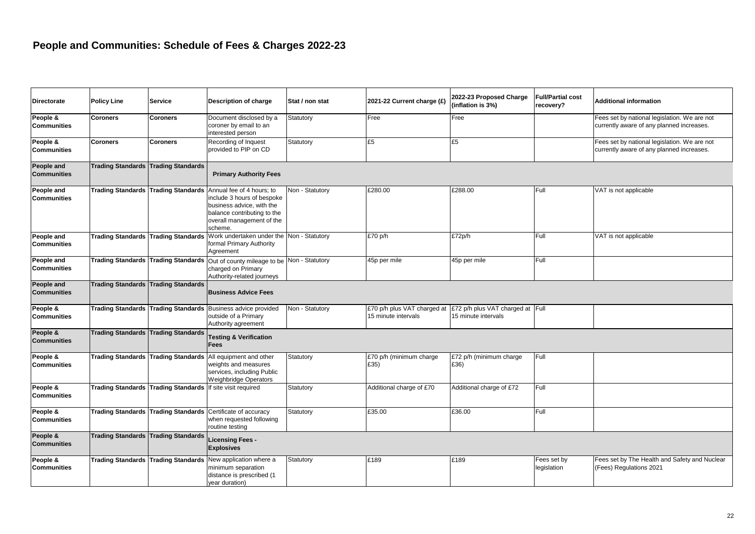# People and Communities: Schedule of Fees & Charges 2022-23

| Directorate | Policy Line | Service | Description of charge | Stat / non stat | 2021-22 Current charge (£) | 2022-23 Proposed Charge (inflation is 3%) | Full/Partial cost recovery? | Additional information |
|---|---|---|---|---|---|---|---|---|
| **People & Communities** | **Coroners** | **Coroners** | Document disclosed by a coroner by email to an interested person | Statutory | Free | Free | | Fees set by national legislation. We are not currently aware of any planned increases. |
| **People & Communities** | **Coroners** | **Coroners** | Recording of Inquest provided to PIP on CD | Statutory | £5 | £5 | | Fees set by national legislation. We are not currently aware of any planned increases. |
| **People and Communities** | **Trading Standards** | **Trading Standards** | **Primary Authority Fees** | | | | | |
| **People and Communities** | **Trading Standards** | **Trading Standards** | Annual fee of 4 hours; to include 3 hours of bespoke business advice, with the balance contributing to the overall management of the scheme. | Non - Statutory | £280.00 | £288.00 | Full | VAT is not applicable |
| **People and Communities** | **Trading Standards** | **Trading Standards** | Work undertaken under the formal Primary Authority Agreement | Non - Statutory | £70 p/h | £72p/h | Full | VAT is not applicable |
| **People and Communities** | **Trading Standards** | **Trading Standards** | Out of county mileage to be charged on Primary Authority-related journeys | Non - Statutory | 45p per mile | 45p per mile | Full | |
| **People and Communities** | **Trading Standards** | **Trading Standards** | **Business Advice Fees** | | | | | |
| **People & Communities** | **Trading Standards** | **Trading Standards** | Business advice provided outside of a Primary Authority agreement | Non - Statutory | £70 p/h plus VAT charged at 15 minute intervals | £72 p/h plus VAT charged at 15 minute intervals | Full | |
| **People & Communities** | **Trading Standards** | **Trading Standards** | **Testing & Verification Fees** | | | | | |
| **People & Communities** | **Trading Standards** | **Trading Standards** | All equipment and other weights and measures services, including Public Weighbridge Operators | Statutory | £70 p/h (minimum charge £35) | £72 p/h (minimum charge £36) | Full | |
| **People & Communities** | **Trading Standards** | **Trading Standards** | If site visit required | Statutory | Additional charge of £70 | Additional charge of £72 | Full | |
| **People & Communities** | **Trading Standards** | **Trading Standards** | Certificate of accuracy when requested following routine testing | Statutory | £35.00 | £36.00 | Full | |
| **People & Communities** | **Trading Standards** | **Trading Standards** | **Licensing Fees - Explosives** | | | | | |
| **People & Communities** | **Trading Standards** | **Trading Standards** | New application where a minimum separation distance is prescribed (1 year duration) | Statutory | £189 | £189 | Fees set by legislation | Fees set by The Health and Safety and Nuclear (Fees) Regulations 2021 |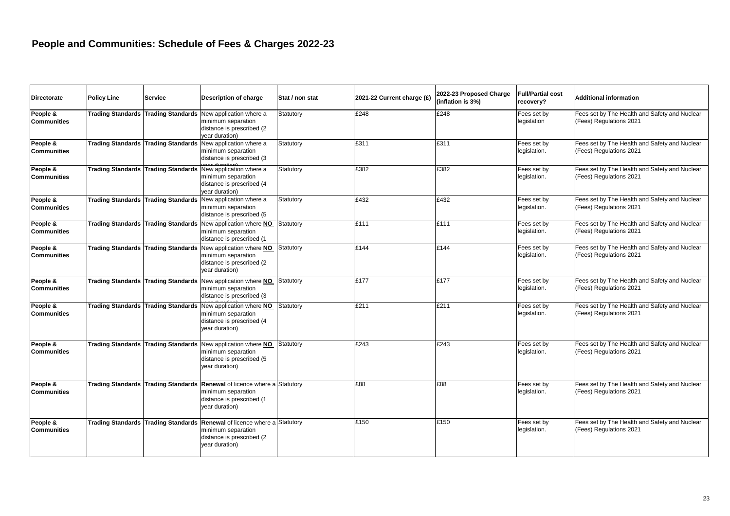# People and Communities: Schedule of Fees & Charges 2022-23

| Directorate | Policy Line | Service | Description of charge | Stat / non stat | 2021-22 Current charge (£) | 2022-23 Proposed Charge (inflation is 3%) | Full/Partial cost recovery? | Additional information |
|---|---|---|---|---|---|---|---|---|
| **People & Communities** | **Trading Standards** | **Trading Standards** | New application where a minimum separation distance is prescribed (2 year duration) | Statutory | £248 | £248 | Fees set by legislation | Fees set by The Health and Safety and Nuclear (Fees) Regulations 2021 |
| **People & Communities** | **Trading Standards** | **Trading Standards** | New application where a minimum separation distance is prescribed (3 year duration) | Statutory | £311 | £311 | Fees set by legislation. | Fees set by The Health and Safety and Nuclear (Fees) Regulations 2021 |
| **People & Communities** | **Trading Standards** | **Trading Standards** | New application where a minimum separation distance is prescribed (4 year duration) | Statutory | £382 | £382 | Fees set by legislation. | Fees set by The Health and Safety and Nuclear (Fees) Regulations 2021 |
| **People & Communities** | **Trading Standards** | **Trading Standards** | New application where a minimum separation distance is prescribed (5 | Statutory | £432 | £432 | Fees set by legislation. | Fees set by The Health and Safety and Nuclear (Fees) Regulations 2021 |
| **People & Communities** | **Trading Standards** | **Trading Standards** | New application where **NO** minimum separation distance is prescribed (1 | Statutory | £111 | £111 | Fees set by legislation. | Fees set by The Health and Safety and Nuclear (Fees) Regulations 2021 |
| **People & Communities** | **Trading Standards** | **Trading Standards** | New application where **NO** minimum separation distance is prescribed (2 year duration) | Statutory | £144 | £144 | Fees set by legislation. | Fees set by The Health and Safety and Nuclear (Fees) Regulations 2021 |
| **People & Communities** | **Trading Standards** | **Trading Standards** | New application where **NO** minimum separation distance is prescribed (3 year duration) | Statutory | £177 | £177 | Fees set by legislation. | Fees set by The Health and Safety and Nuclear (Fees) Regulations 2021 |
| **People & Communities** | **Trading Standards** | **Trading Standards** | New application where **NO** minimum separation distance is prescribed (4 year duration) | Statutory | £211 | £211 | Fees set by legislation. | Fees set by The Health and Safety and Nuclear (Fees) Regulations 2021 |
| **People & Communities** | **Trading Standards** | **Trading Standards** | New application where **NO** minimum separation distance is prescribed (5 year duration) | Statutory | £243 | £243 | Fees set by legislation. | Fees set by The Health and Safety and Nuclear (Fees) Regulations 2021 |
| **People & Communities** | **Trading Standards** | **Trading Standards** | **Renewal** of licence where a minimum separation distance is prescribed (1 year duration) | Statutory | £88 | £88 | Fees set by legislation. | Fees set by The Health and Safety and Nuclear (Fees) Regulations 2021 |
| **People & Communities** | **Trading Standards** | **Trading Standards** | **Renewal** of licence where a minimum separation distance is prescribed (2 year duration) | Statutory | £150 | £150 | Fees set by legislation. | Fees set by The Health and Safety and Nuclear (Fees) Regulations 2021 |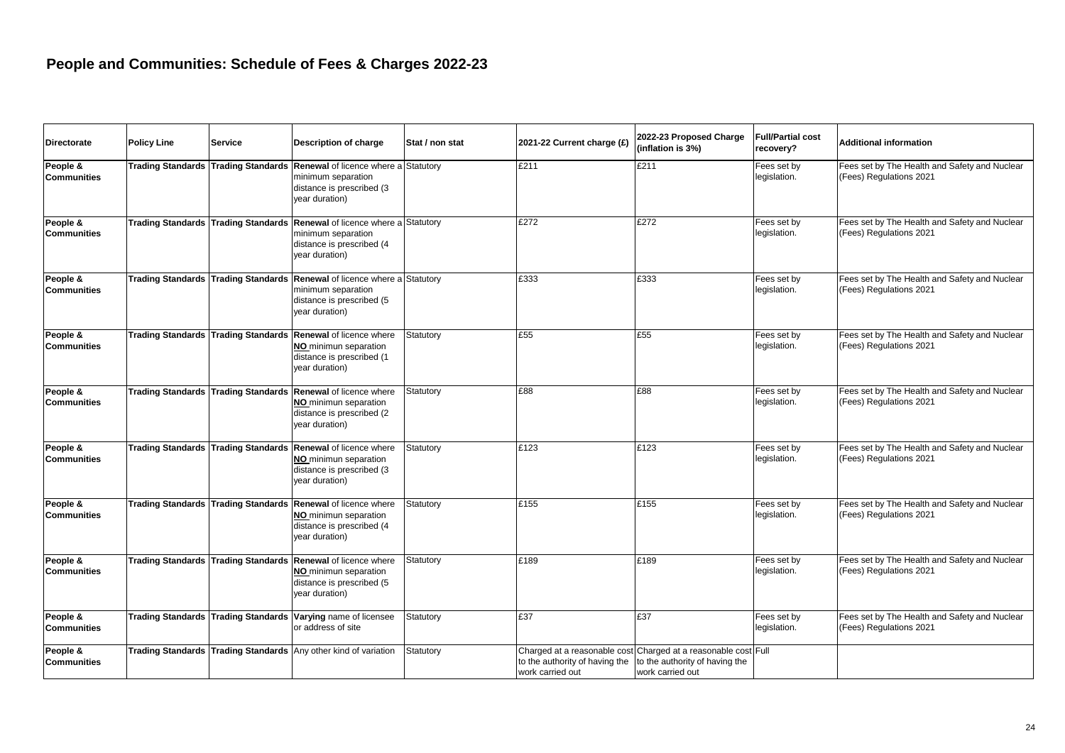# People and Communities: Schedule of Fees & Charges 2022-23

| Directorate | Policy Line | Service | Description of charge | Stat / non stat | 2021-22 Current charge (£) | 2022-23 Proposed Charge (inflation is 3%) | Full/Partial cost recovery? | Additional information |
|---|---|---|---|---|---|---|---|---|
| **People & Communities** | **Trading Standards** | **Trading Standards** | **Renewal** of licence where a minimum separation distance is prescribed (3 year duration) | Statutory | £211 | £211 | Fees set by legislation. | Fees set by The Health and Safety and Nuclear (Fees) Regulations 2021 |
| **People & Communities** | **Trading Standards** | **Trading Standards** | **Renewal** of licence where a minimum separation distance is prescribed (4 year duration) | Statutory | £272 | £272 | Fees set by legislation. | Fees set by The Health and Safety and Nuclear (Fees) Regulations 2021 |
| **People & Communities** | **Trading Standards** | **Trading Standards** | **Renewal** of licence where a minimum separation distance is prescribed (5 year duration) | Statutory | £333 | £333 | Fees set by legislation. | Fees set by The Health and Safety and Nuclear (Fees) Regulations 2021 |
| **People & Communities** | **Trading Standards** | **Trading Standards** | **Renewal** of licence where **NO** minimun separation distance is prescribed (1 year duration) | Statutory | £55 | £55 | Fees set by legislation. | Fees set by The Health and Safety and Nuclear (Fees) Regulations 2021 |
| **People & Communities** | **Trading Standards** | **Trading Standards** | **Renewal** of licence where **NO** minimun separation distance is prescribed (2 year duration) | Statutory | £88 | £88 | Fees set by legislation. | Fees set by The Health and Safety and Nuclear (Fees) Regulations 2021 |
| **People & Communities** | **Trading Standards** | **Trading Standards** | **Renewal** of licence where **NO** minimun separation distance is prescribed (3 year duration) | Statutory | £123 | £123 | Fees set by legislation. | Fees set by The Health and Safety and Nuclear (Fees) Regulations 2021 |
| **People & Communities** | **Trading Standards** | **Trading Standards** | **Renewal** of licence where **NO** minimun separation distance is prescribed (4 year duration) | Statutory | £155 | £155 | Fees set by legislation. | Fees set by The Health and Safety and Nuclear (Fees) Regulations 2021 |
| **People & Communities** | **Trading Standards** | **Trading Standards** | **Renewal** of licence where **NO** minimun separation distance is prescribed (5 year duration) | Statutory | £189 | £189 | Fees set by legislation. | Fees set by The Health and Safety and Nuclear (Fees) Regulations 2021 |
| **People & Communities** | **Trading Standards** | **Trading Standards** | **Varying** name of licensee or address of site | Statutory | £37 | £37 | Fees set by legislation. | Fees set by The Health and Safety and Nuclear (Fees) Regulations 2021 |
| **People & Communities** | **Trading Standards** | **Trading Standards** | Any other kind of variation | Statutory | Charged at a reasonable cost to the authority of having the work carried out | Charged at a reasonable cost to the authority of having the work carried out | Full | |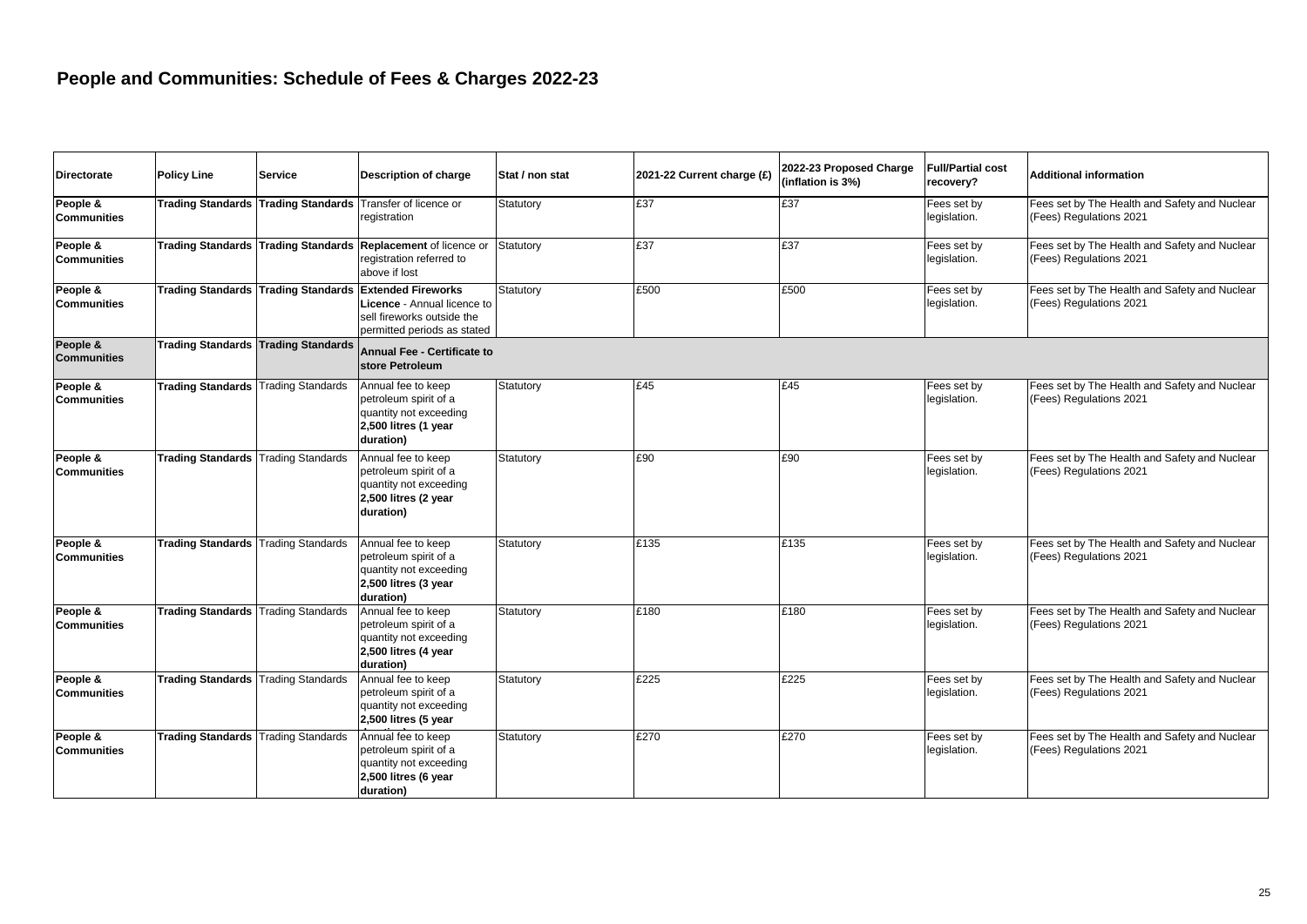# People and Communities: Schedule of Fees & Charges 2022-23

| Directorate | Policy Line | Service | Description of charge | Stat / non stat | 2021-22 Current charge (£) | 2022-23 Proposed Charge (inflation is 3%) | Full/Partial cost recovery? | Additional information |
|---|---|---|---|---|---|---|---|---|
| **People & Communities** | **Trading Standards** | **Trading Standards** | Transfer of licence or registration | Statutory | £37 | £37 | Fees set by legislation. | Fees set by The Health and Safety and Nuclear (Fees) Regulations 2021 |
| **People & Communities** | **Trading Standards** | **Trading Standards** | **Replacement** of licence or registration referred to above if lost | Statutory | £37 | £37 | Fees set by legislation. | Fees set by The Health and Safety and Nuclear (Fees) Regulations 2021 |
| **People & Communities** | **Trading Standards** | **Trading Standards** | **Extended Fireworks Licence** - Annual licence to sell fireworks outside the permitted periods as stated | Statutory | £500 | £500 | Fees set by legislation. | Fees set by The Health and Safety and Nuclear (Fees) Regulations 2021 |
| **People & Communities** | **Trading Standards** | **Trading Standards** | **Annual Fee - Certificate to store Petroleum** | | | | | |
| **People & Communities** | **Trading Standards** | Trading Standards | Annual fee to keep petroleum spirit of a quantity not exceeding **2,500 litres (1 year duration)** | Statutory | £45 | £45 | Fees set by legislation. | Fees set by The Health and Safety and Nuclear (Fees) Regulations 2021 |
| **People & Communities** | **Trading Standards** | Trading Standards | Annual fee to keep petroleum spirit of a quantity not exceeding **2,500 litres (2 year duration)** | Statutory | £90 | £90 | Fees set by legislation. | Fees set by The Health and Safety and Nuclear (Fees) Regulations 2021 |
| **People & Communities** | **Trading Standards** | Trading Standards | Annual fee to keep petroleum spirit of a quantity not exceeding **2,500 litres (3 year duration)** | Statutory | £135 | £135 | Fees set by legislation. | Fees set by The Health and Safety and Nuclear (Fees) Regulations 2021 |
| **People & Communities** | **Trading Standards** | Trading Standards | Annual fee to keep petroleum spirit of a quantity not exceeding **2,500 litres (4 year duration)** | Statutory | £180 | £180 | Fees set by legislation. | Fees set by The Health and Safety and Nuclear (Fees) Regulations 2021 |
| **People & Communities** | **Trading Standards** | Trading Standards | Annual fee to keep petroleum spirit of a quantity not exceeding **2,500 litres (5 year duration)** | Statutory | £225 | £225 | Fees set by legislation. | Fees set by The Health and Safety and Nuclear (Fees) Regulations 2021 |
| **People & Communities** | **Trading Standards** | Trading Standards | Annual fee to keep petroleum spirit of a quantity not exceeding **2,500 litres (6 year duration)** | Statutory | £270 | £270 | Fees set by legislation. | Fees set by The Health and Safety and Nuclear (Fees) Regulations 2021 |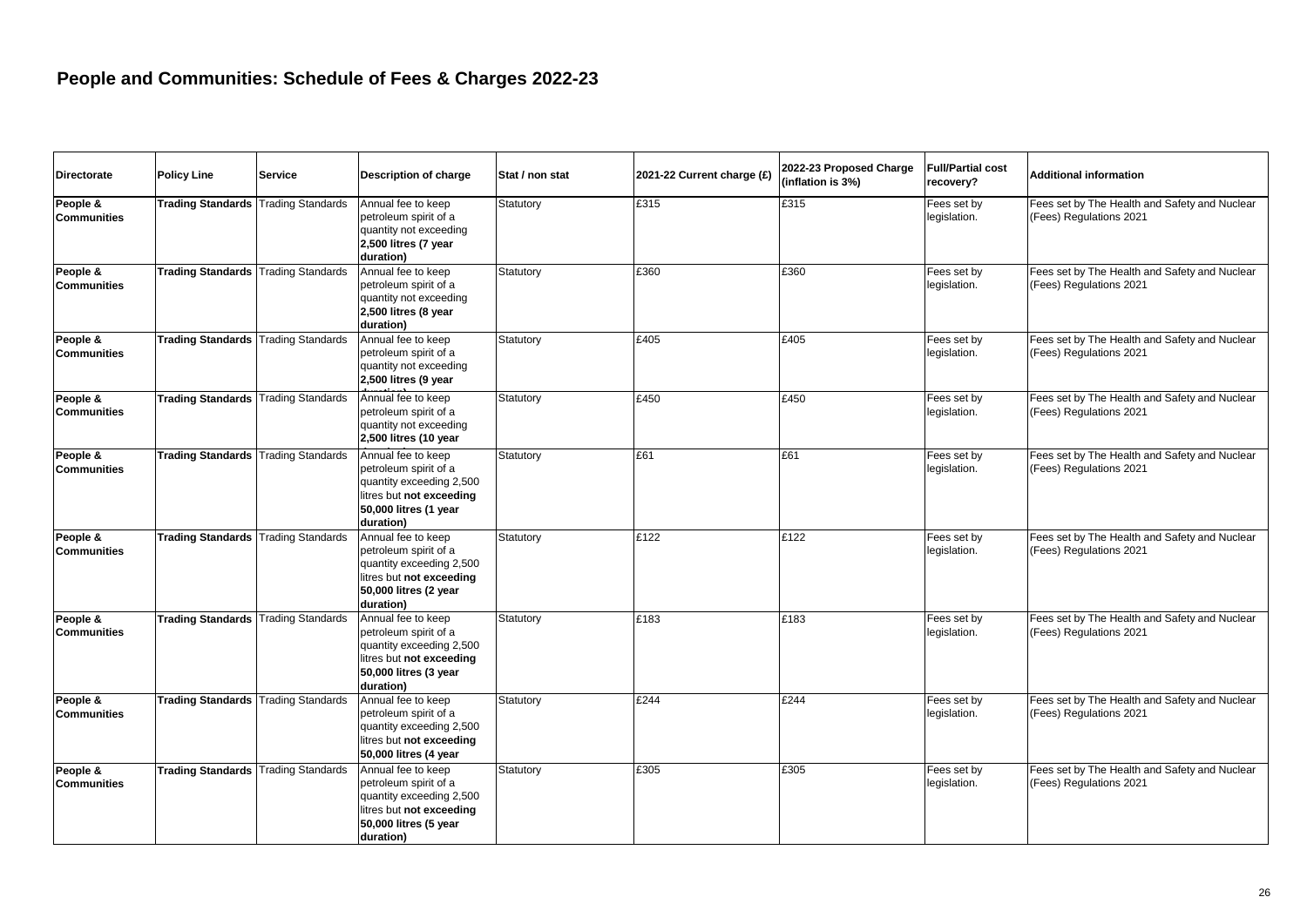# People and Communities: Schedule of Fees & Charges 2022-23

| Directorate | Policy Line | Service | Description of charge | Stat / non stat | 2021-22 Current charge (£) | 2022-23 Proposed Charge (inflation is 3%) | Full/Partial cost recovery? | Additional information |
|---|---|---|---|---|---|---|---|---|
| People & Communities | Trading Standards | Trading Standards | Annual fee to keep petroleum spirit of a quantity not exceeding **2,500 litres (7 year duration)** | Statutory | £315 | £315 | Fees set by legislation. | Fees set by The Health and Safety and Nuclear (Fees) Regulations 2021 |
| People & Communities | Trading Standards | Trading Standards | Annual fee to keep petroleum spirit of a quantity not exceeding **2,500 litres (8 year duration)** | Statutory | £360 | £360 | Fees set by legislation. | Fees set by The Health and Safety and Nuclear (Fees) Regulations 2021 |
| People & Communities | Trading Standards | Trading Standards | Annual fee to keep petroleum spirit of a quantity not exceeding **2,500 litres (9 year duration)** | Statutory | £405 | £405 | Fees set by legislation. | Fees set by The Health and Safety and Nuclear (Fees) Regulations 2021 |
| People & Communities | Trading Standards | Trading Standards | Annual fee to keep petroleum spirit of a quantity not exceeding **2,500 litres (10 year duration)** | Statutory | £450 | £450 | Fees set by legislation. | Fees set by The Health and Safety and Nuclear (Fees) Regulations 2021 |
| People & Communities | Trading Standards | Trading Standards | Annual fee to keep petroleum spirit of a quantity exceeding 2,500 litres but **not exceeding 50,000 litres (1 year duration)** | Statutory | £61 | £61 | Fees set by legislation. | Fees set by The Health and Safety and Nuclear (Fees) Regulations 2021 |
| People & Communities | Trading Standards | Trading Standards | Annual fee to keep petroleum spirit of a quantity exceeding 2,500 litres but **not exceeding 50,000 litres (2 year duration)** | Statutory | £122 | £122 | Fees set by legislation. | Fees set by The Health and Safety and Nuclear (Fees) Regulations 2021 |
| People & Communities | Trading Standards | Trading Standards | Annual fee to keep petroleum spirit of a quantity exceeding 2,500 litres but **not exceeding 50,000 litres (3 year duration)** | Statutory | £183 | £183 | Fees set by legislation. | Fees set by The Health and Safety and Nuclear (Fees) Regulations 2021 |
| People & Communities | Trading Standards | Trading Standards | Annual fee to keep petroleum spirit of a quantity exceeding 2,500 litres but **not exceeding 50,000 litres (4 year duration)** | Statutory | £244 | £244 | Fees set by legislation. | Fees set by The Health and Safety and Nuclear (Fees) Regulations 2021 |
| People & Communities | Trading Standards | Trading Standards | Annual fee to keep petroleum spirit of a quantity exceeding 2,500 litres but **not exceeding 50,000 litres (5 year duration)** | Statutory | £305 | £305 | Fees set by legislation. | Fees set by The Health and Safety and Nuclear (Fees) Regulations 2021 |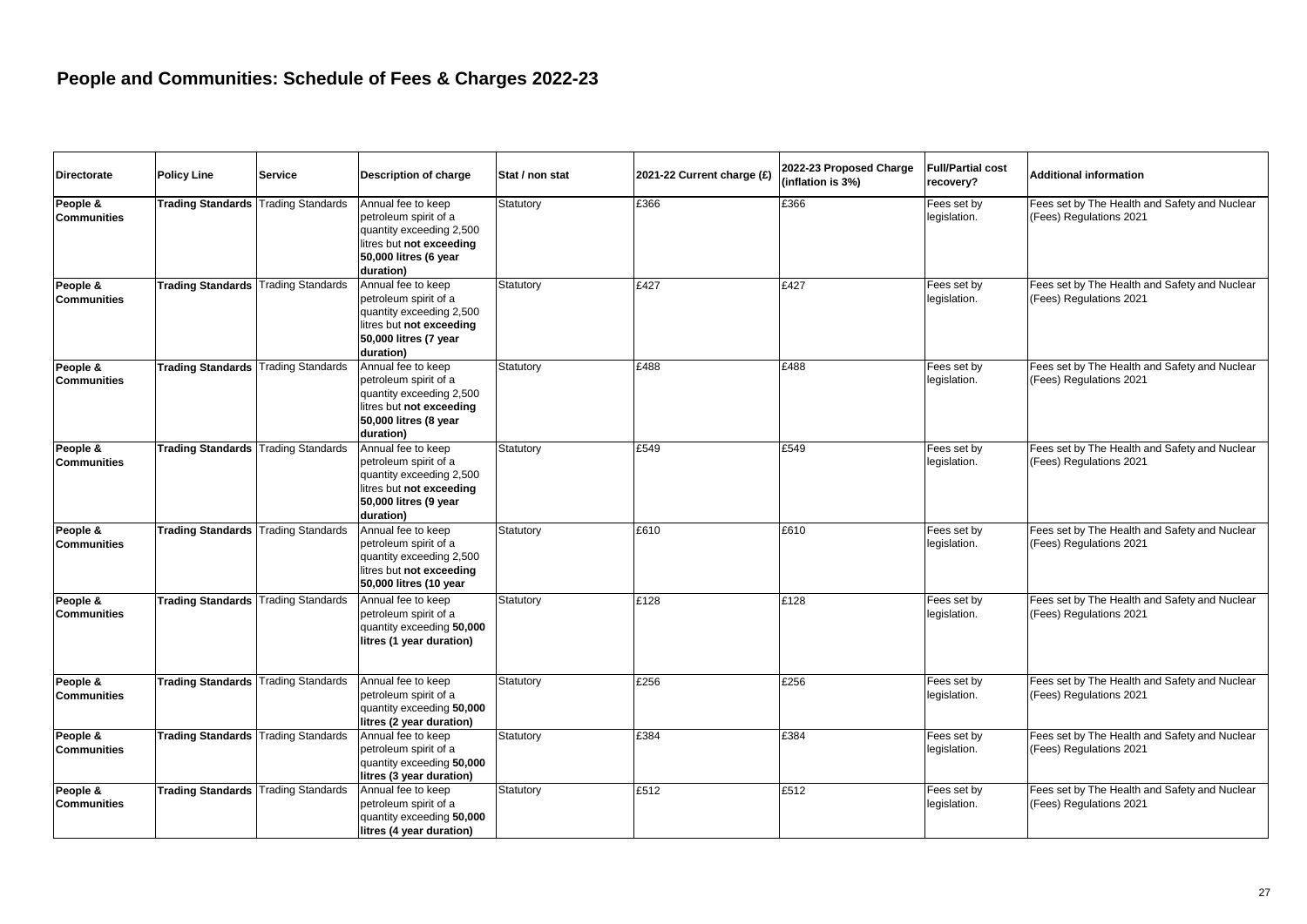## People and Communities: Schedule of Fees & Charges 2022-23

| Directorate | Policy Line | Service | Description of charge | Stat / non stat | 2021-22 Current charge (£) | 2022-23 Proposed Charge (inflation is 3%) | Full/Partial cost recovery? | Additional information |
|---|---|---|---|---|---|---|---|---|
| **People & Communities** | **Trading Standards** | Trading Standards | Annual fee to keep petroleum spirit of a quantity exceeding 2,500 litres but **not exceeding 50,000 litres (6 year duration)** | Statutory | £366 | £366 | Fees set by legislation. | Fees set by The Health and Safety and Nuclear (Fees) Regulations 2021 |
| **People & Communities** | **Trading Standards** | Trading Standards | Annual fee to keep petroleum spirit of a quantity exceeding 2,500 litres but **not exceeding 50,000 litres (7 year duration)** | Statutory | £427 | £427 | Fees set by legislation. | Fees set by The Health and Safety and Nuclear (Fees) Regulations 2021 |
| **People & Communities** | **Trading Standards** | Trading Standards | Annual fee to keep petroleum spirit of a quantity exceeding 2,500 litres but **not exceeding 50,000 litres (8 year duration)** | Statutory | £488 | £488 | Fees set by legislation. | Fees set by The Health and Safety and Nuclear (Fees) Regulations 2021 |
| **People & Communities** | **Trading Standards** | Trading Standards | Annual fee to keep petroleum spirit of a quantity exceeding 2,500 litres but **not exceeding 50,000 litres (9 year duration)** | Statutory | £549 | £549 | Fees set by legislation. | Fees set by The Health and Safety and Nuclear (Fees) Regulations 2021 |
| **People & Communities** | **Trading Standards** | Trading Standards | Annual fee to keep petroleum spirit of a quantity exceeding 2,500 litres but **not exceeding 50,000 litres (10 year** | Statutory | £610 | £610 | Fees set by legislation. | Fees set by The Health and Safety and Nuclear (Fees) Regulations 2021 |
| **People & Communities** | **Trading Standards** | Trading Standards | Annual fee to keep petroleum spirit of a quantity exceeding **50,000 litres (1 year duration)** | Statutory | £128 | £128 | Fees set by legislation. | Fees set by The Health and Safety and Nuclear (Fees) Regulations 2021 |
| **People & Communities** | **Trading Standards** | Trading Standards | Annual fee to keep petroleum spirit of a quantity exceeding **50,000 litres (2 year duration)** | Statutory | £256 | £256 | Fees set by legislation. | Fees set by The Health and Safety and Nuclear (Fees) Regulations 2021 |
| **People & Communities** | **Trading Standards** | Trading Standards | Annual fee to keep petroleum spirit of a quantity exceeding **50,000 litres (3 year duration)** | Statutory | £384 | £384 | Fees set by legislation. | Fees set by The Health and Safety and Nuclear (Fees) Regulations 2021 |
| **People & Communities** | **Trading Standards** | Trading Standards | Annual fee to keep petroleum spirit of a quantity exceeding **50,000 litres (4 year duration)** | Statutory | £512 | £512 | Fees set by legislation. | Fees set by The Health and Safety and Nuclear (Fees) Regulations 2021 |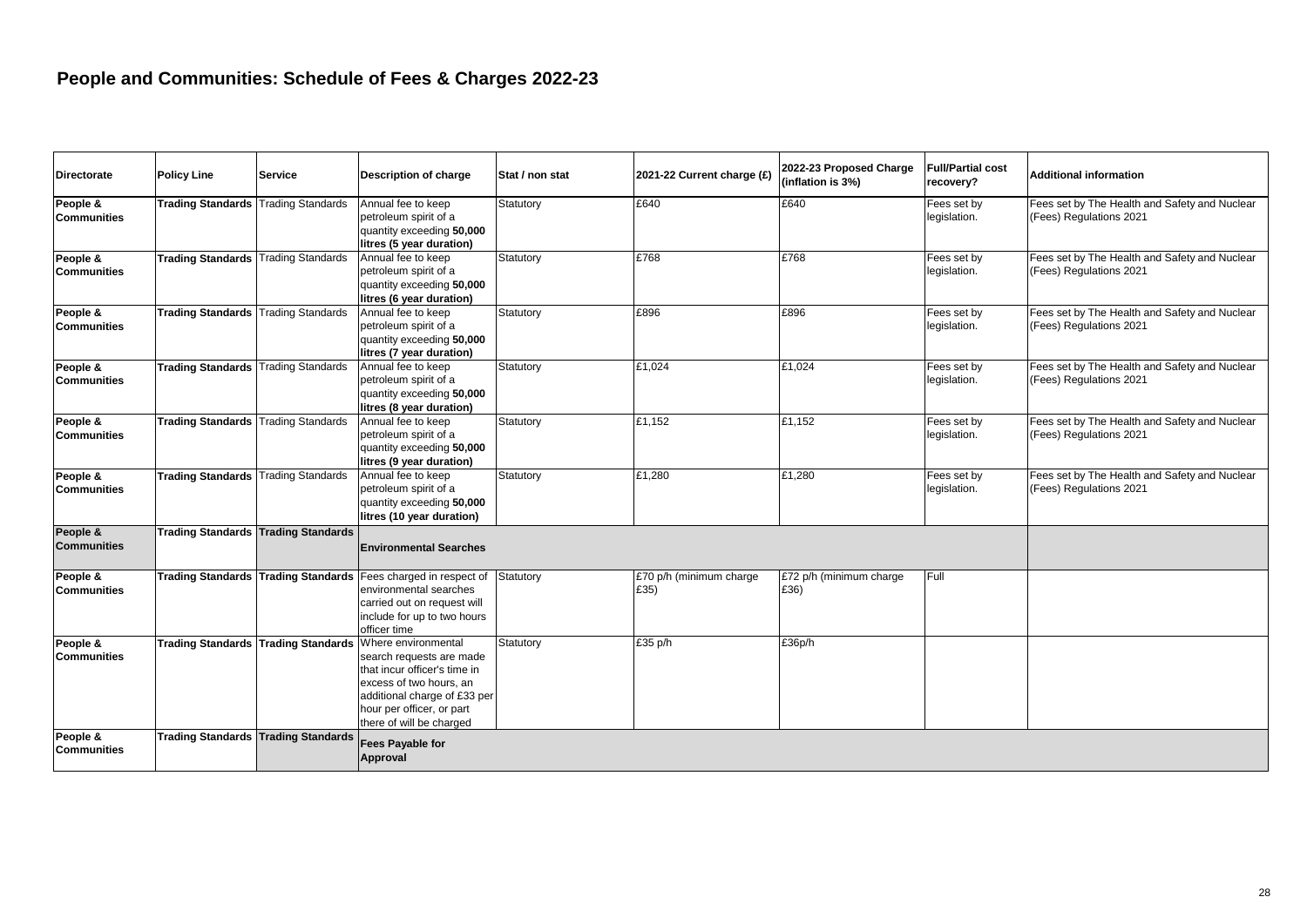## People and Communities: Schedule of Fees & Charges 2022-23

| Directorate | Policy Line | Service | Description of charge | Stat / non stat | 2021-22 Current charge (£) | 2022-23 Proposed Charge (inflation is 3%) | Full/Partial cost recovery? | Additional information |
|---|---|---|---|---|---|---|---|---|
| **People & Communities** | **Trading Standards** | Trading Standards | Annual fee to keep petroleum spirit of a quantity exceeding **50,000 litres (5 year duration)** | Statutory | £640 | £640 | Fees set by legislation. | Fees set by The Health and Safety and Nuclear (Fees) Regulations 2021 |
| **People & Communities** | **Trading Standards** | Trading Standards | Annual fee to keep petroleum spirit of a quantity exceeding **50,000 litres (6 year duration)** | Statutory | £768 | £768 | Fees set by legislation. | Fees set by The Health and Safety and Nuclear (Fees) Regulations 2021 |
| **People & Communities** | **Trading Standards** | Trading Standards | Annual fee to keep petroleum spirit of a quantity exceeding **50,000 litres (7 year duration)** | Statutory | £896 | £896 | Fees set by legislation. | Fees set by The Health and Safety and Nuclear (Fees) Regulations 2021 |
| **People & Communities** | **Trading Standards** | Trading Standards | Annual fee to keep petroleum spirit of a quantity exceeding **50,000 litres (8 year duration)** | Statutory | £1,024 | £1,024 | Fees set by legislation. | Fees set by The Health and Safety and Nuclear (Fees) Regulations 2021 |
| **People & Communities** | **Trading Standards** | Trading Standards | Annual fee to keep petroleum spirit of a quantity exceeding **50,000 litres (9 year duration)** | Statutory | £1,152 | £1,152 | Fees set by legislation. | Fees set by The Health and Safety and Nuclear (Fees) Regulations 2021 |
| **People & Communities** | **Trading Standards** | Trading Standards | Annual fee to keep petroleum spirit of a quantity exceeding **50,000 litres (10 year duration)** | Statutory | £1,280 | £1,280 | Fees set by legislation. | Fees set by The Health and Safety and Nuclear (Fees) Regulations 2021 |
| **People & Communities** | **Trading Standards** | **Trading Standards** | **Environmental Searches** | | | | | |
| **People & Communities** | **Trading Standards** | **Trading Standards** | Fees charged in respect of environmental searches carried out on request will include for up to two hours officer time | Statutory | £70 p/h (minimum charge £35) | £72 p/h (minimum charge £36) | Full | |
| **People & Communities** | **Trading Standards** | **Trading Standards** | Where environmental search requests are made that incur officer's time in excess of two hours, an additional charge of £33 per hour per officer, or part there of will be charged | Statutory | £35 p/h | £36p/h | | |
| **People & Communities** | **Trading Standards** | **Trading Standards** | **Fees Payable for Approval** | | | | | |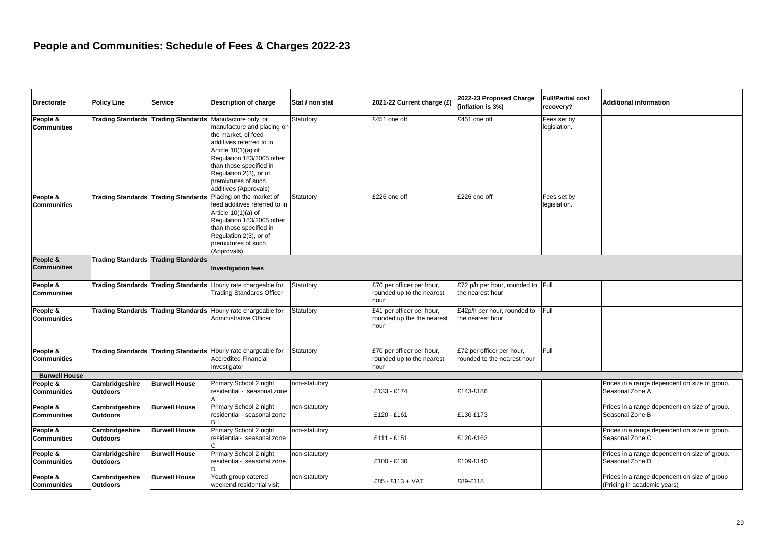# People and Communities: Schedule of Fees & Charges 2022-23

| Directorate | Policy Line | Service | Description of charge | Stat / non stat | 2021-22 Current charge (£) | 2022-23 Proposed Charge (inflation is 3%) | Full/Partial cost recovery? | Additional information |
|---|---|---|---|---|---|---|---|---|
| People & Communities | Trading Standards | Trading Standards | Manufacture only, or manufacture and placing on the market, of feed additives referred to in Article 10(1)(a) of Regulation 183/2005 other than those specified in Regulation 2(3), or of premixtures of such additives (Approvals) | Statutory | £451 one off | £451 one off | Fees set by legislation. | |
| People & Communities | Trading Standards | Trading Standards | Placing on the market of feed additives referred to in Article 10(1)(a) of Regulation 183/2005 other than those specified in Regulation 2(3), or of premixtures of such (Approvals). | Statutory | £226 one off | £226 one off | Fees set by legislation. | |
| People & Communities | Trading Standards | Trading Standards | **Investigation fees** | | | | | |
| People & Communities | Trading Standards | Trading Standards | Hourly rate chargeable for Trading Standards Officer | Statutory | £70 per officer per hour, rounded up to the nearest hour | £72 p/h per hour, rounded to the nearest hour | Full | |
| People & Communities | Trading Standards | Trading Standards | Hourly rate chargeable for Administrative Officer | Statutory | £41 per officer per hour, rounded up the the nearest hour | £42p/h per hour, rounded to the nearest hour | Full | |
| People & Communities | Trading Standards | Trading Standards | Hourly rate chargeable for Accredited Financial Investigator | Statutory | £70 per officer per hour, rounded up to the nearest hour | £72 per officer per hour, rounded to the nearest hour | Full | |
| **Burwell House** | | | | | | | | |
| People & Communities | Cambridgeshire Outdoors | Burwell House | Primary School 2 night residential - seasonal zone A | non-statutory | £133 - £174 | £143-£186 | | Prices in a range dependent on size of group. Seasonal Zone A |
| People & Communities | Cambridgeshire Outdoors | Burwell House | Primary School 2 night residential - seasonal zone B | non-statutory | £120 - £161 | £130-£173 | | Prices in a range dependent on size of group. Seasonal Zone B |
| People & Communities | Cambridgeshire Outdoors | Burwell House | Primary School 2 night residential- seasonal zone C | non-statutory | £111 - £151 | £120-£162 | | Prices in a range dependent on size of group. Seasonal Zone C |
| People & Communities | Cambridgeshire Outdoors | Burwell House | Primary School 2 night residential- seasonal zone D | non-statutory | £100 - £130 | £109-£140 | | Prices in a range dependent on size of group. Seasonal Zone D |
| People & Communities | Cambridgeshire Outdoors | Burwell House | Youth group catered weekend residential visit | non-statutory | £85 - £113 + VAT | £89-£118 | | Prices in a range dependent on size of group (Pricing in academic years) |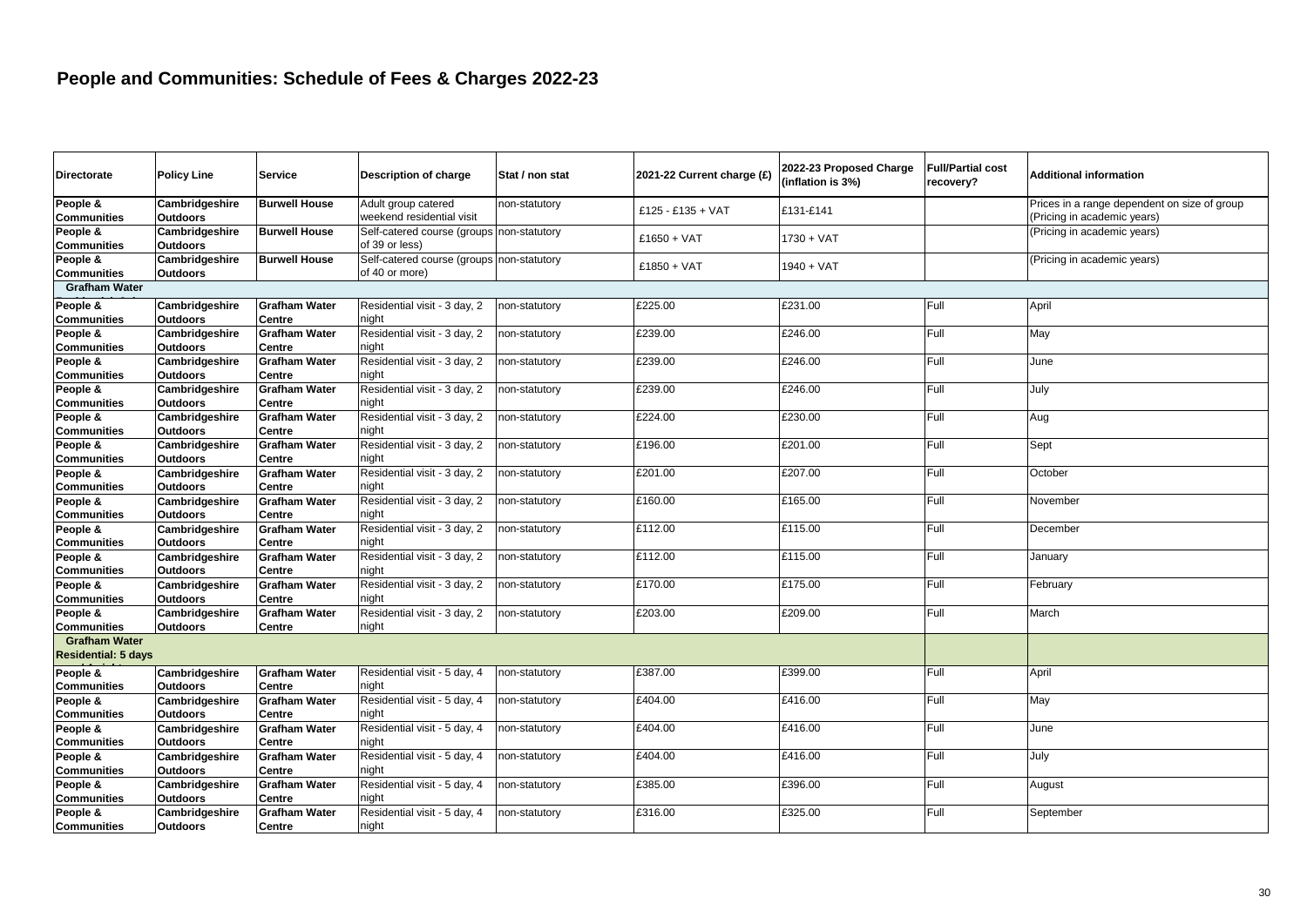# People and Communities: Schedule of Fees & Charges 2022-23

| Directorate | Policy Line | Service | Description of charge | Stat / non stat | 2021-22 Current charge (£) | 2022-23 Proposed Charge (inflation is 3%) | Full/Partial cost recovery? | Additional information |
|---|---|---|---|---|---|---|---|---|
| People & Communities | Cambridgeshire Outdoors | Burwell House | Adult group catered weekend residential visit | non-statutory | £125 - £135 + VAT | £131-£141 | | Prices in a range dependent on size of group (Pricing in academic years) |
| People & Communities | Cambridgeshire Outdoors | Burwell House | Self-catered course (groups of 39 or less) | non-statutory | £1650 + VAT | 1730 + VAT | | (Pricing in academic years) |
| People & Communities | Cambridgeshire Outdoors | Burwell House | Self-catered course (groups of 40 or more) | non-statutory | £1850 + VAT | 1940 + VAT | | (Pricing in academic years) |
| **Grafham Water** | | | | | | | | |
| People & Communities | Cambridgeshire Outdoors | Grafham Water Centre | Residential visit - 3 day, 2 night | non-statutory | £225.00 | £231.00 | Full | April |
| People & Communities | Cambridgeshire Outdoors | Grafham Water Centre | Residential visit - 3 day, 2 night | non-statutory | £239.00 | £246.00 | Full | May |
| People & Communities | Cambridgeshire Outdoors | Grafham Water Centre | Residential visit - 3 day, 2 night | non-statutory | £239.00 | £246.00 | Full | June |
| People & Communities | Cambridgeshire Outdoors | Grafham Water Centre | Residential visit - 3 day, 2 night | non-statutory | £239.00 | £246.00 | Full | July |
| People & Communities | Cambridgeshire Outdoors | Grafham Water Centre | Residential visit - 3 day, 2 night | non-statutory | £224.00 | £230.00 | Full | Aug |
| People & Communities | Cambridgeshire Outdoors | Grafham Water Centre | Residential visit - 3 day, 2 night | non-statutory | £196.00 | £201.00 | Full | Sept |
| People & Communities | Cambridgeshire Outdoors | Grafham Water Centre | Residential visit - 3 day, 2 night | non-statutory | £201.00 | £207.00 | Full | October |
| People & Communities | Cambridgeshire Outdoors | Grafham Water Centre | Residential visit - 3 day, 2 night | non-statutory | £160.00 | £165.00 | Full | November |
| People & Communities | Cambridgeshire Outdoors | Grafham Water Centre | Residential visit - 3 day, 2 night | non-statutory | £112.00 | £115.00 | Full | December |
| People & Communities | Cambridgeshire Outdoors | Grafham Water Centre | Residential visit - 3 day, 2 night | non-statutory | £112.00 | £115.00 | Full | January |
| People & Communities | Cambridgeshire Outdoors | Grafham Water Centre | Residential visit - 3 day, 2 night | non-statutory | £170.00 | £175.00 | Full | February |
| People & Communities | Cambridgeshire Outdoors | Grafham Water Centre | Residential visit - 3 day, 2 night | non-statutory | £203.00 | £209.00 | Full | March |
| **Grafham Water Residential: 5 days** | | | | | | | | |
| People & Communities | Cambridgeshire Outdoors | Grafham Water Centre | Residential visit - 5 day, 4 night | non-statutory | £387.00 | £399.00 | Full | April |
| People & Communities | Cambridgeshire Outdoors | Grafham Water Centre | Residential visit - 5 day, 4 night | non-statutory | £404.00 | £416.00 | Full | May |
| People & Communities | Cambridgeshire Outdoors | Grafham Water Centre | Residential visit - 5 day, 4 night | non-statutory | £404.00 | £416.00 | Full | June |
| People & Communities | Cambridgeshire Outdoors | Grafham Water Centre | Residential visit - 5 day, 4 night | non-statutory | £404.00 | £416.00 | Full | July |
| People & Communities | Cambridgeshire Outdoors | Grafham Water Centre | Residential visit - 5 day, 4 night | non-statutory | £385.00 | £396.00 | Full | August |
| People & Communities | Cambridgeshire Outdoors | Grafham Water Centre | Residential visit - 5 day, 4 night | non-statutory | £316.00 | £325.00 | Full | September |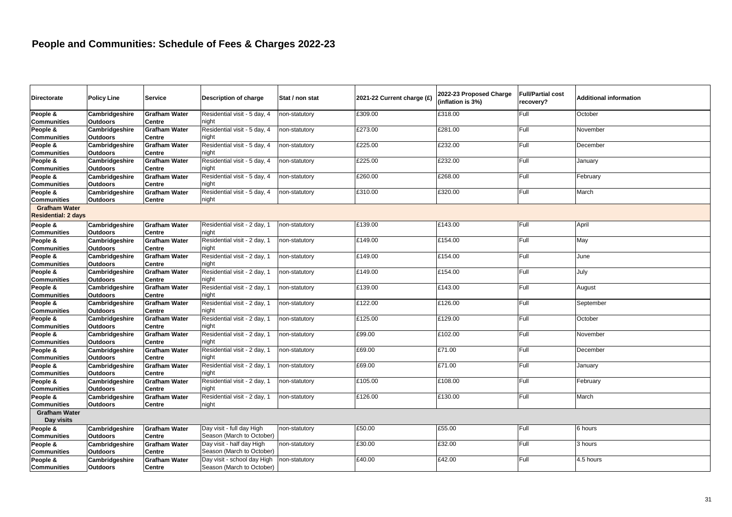# People and Communities: Schedule of Fees & Charges 2022-23

| Directorate | Policy Line | Service | Description of charge | Stat / non stat | 2021-22 Current charge (£) | 2022-23 Proposed Charge (inflation is 3%) | Full/Partial cost recovery? | Additional information |
|---|---|---|---|---|---|---|---|---|
| People & Communities | Cambridgeshire Outdoors | Grafham Water Centre | Residential visit - 5 day, 4 night | non-statutory | £309.00 | £318.00 | Full | October |
| People & Communities | Cambridgeshire Outdoors | Grafham Water Centre | Residential visit - 5 day, 4 night | non-statutory | £273.00 | £281.00 | Full | November |
| People & Communities | Cambridgeshire Outdoors | Grafham Water Centre | Residential visit - 5 day, 4 night | non-statutory | £225.00 | £232.00 | Full | December |
| People & Communities | Cambridgeshire Outdoors | Grafham Water Centre | Residential visit - 5 day, 4 night | non-statutory | £225.00 | £232.00 | Full | January |
| People & Communities | Cambridgeshire Outdoors | Grafham Water Centre | Residential visit - 5 day, 4 night | non-statutory | £260.00 | £268.00 | Full | February |
| People & Communities | Cambridgeshire Outdoors | Grafham Water Centre | Residential visit - 5 day, 4 night | non-statutory | £310.00 | £320.00 | Full | March |
| **Grafham Water Residential: 2 days** | | | | | | | | |
| People & Communities | Cambridgeshire Outdoors | Grafham Water Centre | Residential visit - 2 day, 1 night | non-statutory | £139.00 | £143.00 | Full | April |
| People & Communities | Cambridgeshire Outdoors | Grafham Water Centre | Residential visit - 2 day, 1 night | non-statutory | £149.00 | £154.00 | Full | May |
| People & Communities | Cambridgeshire Outdoors | Grafham Water Centre | Residential visit - 2 day, 1 night | non-statutory | £149.00 | £154.00 | Full | June |
| People & Communities | Cambridgeshire Outdoors | Grafham Water Centre | Residential visit - 2 day, 1 night | non-statutory | £149.00 | £154.00 | Full | July |
| People & Communities | Cambridgeshire Outdoors | Grafham Water Centre | Residential visit - 2 day, 1 night | non-statutory | £139.00 | £143.00 | Full | August |
| People & Communities | Cambridgeshire Outdoors | Grafham Water Centre | Residential visit - 2 day, 1 night | non-statutory | £122.00 | £126.00 | Full | September |
| People & Communities | Cambridgeshire Outdoors | Grafham Water Centre | Residential visit - 2 day, 1 night | non-statutory | £125.00 | £129.00 | Full | October |
| People & Communities | Cambridgeshire Outdoors | Grafham Water Centre | Residential visit - 2 day, 1 night | non-statutory | £99.00 | £102.00 | Full | November |
| People & Communities | Cambridgeshire Outdoors | Grafham Water Centre | Residential visit - 2 day, 1 night | non-statutory | £69.00 | £71.00 | Full | December |
| People & Communities | Cambridgeshire Outdoors | Grafham Water Centre | Residential visit - 2 day, 1 night | non-statutory | £69.00 | £71.00 | Full | January |
| People & Communities | Cambridgeshire Outdoors | Grafham Water Centre | Residential visit - 2 day, 1 night | non-statutory | £105.00 | £108.00 | Full | February |
| People & Communities | Cambridgeshire Outdoors | Grafham Water Centre | Residential visit - 2 day, 1 night | non-statutory | £126.00 | £130.00 | Full | March |
| **Grafham Water Day visits** | | | | | | | | |
| People & Communities | Cambridgeshire Outdoors | Grafham Water Centre | Day visit - full day High Season (March to October) | non-statutory | £50.00 | £55.00 | Full | 6 hours |
| People & Communities | Cambridgeshire Outdoors | Grafham Water Centre | Day visit - half day High Season (March to October) | non-statutory | £30.00 | £32.00 | Full | 3 hours |
| People & Communities | Cambridgeshire Outdoors | Grafham Water Centre | Day visit - school day High Season (March to October) | non-statutory | £40.00 | £42.00 | Full | 4.5 hours |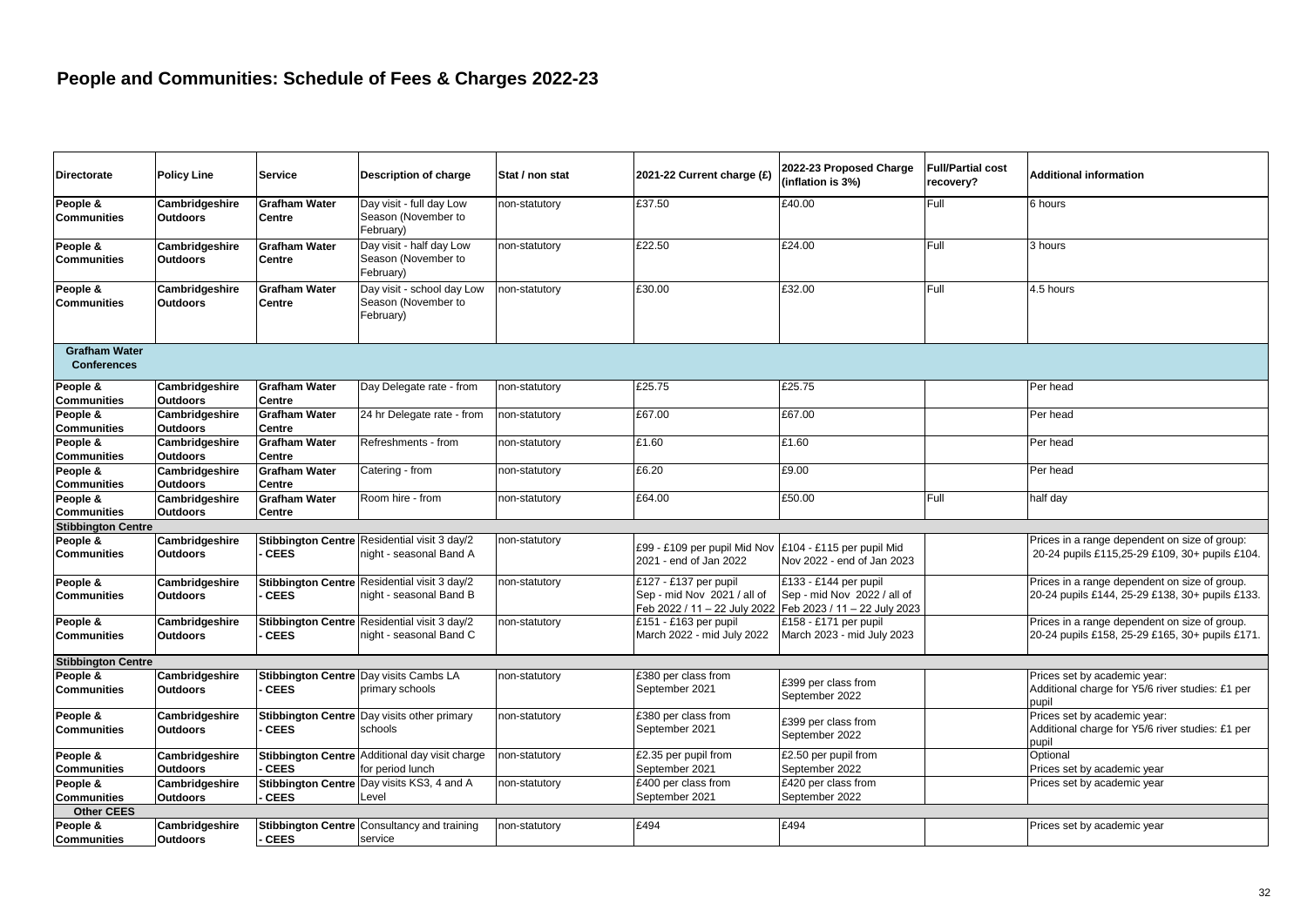# People and Communities: Schedule of Fees & Charges 2022-23

| Directorate | Policy Line | Service | Description of charge | Stat / non stat | 2021-22 Current charge (£) | 2022-23 Proposed Charge (inflation is 3%) | Full/Partial cost recovery? | Additional information |
|---|---|---|---|---|---|---|---|---|
| **People & Communities** | **Cambridgeshire Outdoors** | **Grafham Water Centre** | Day visit - full day Low Season (November to February) | non-statutory | £37.50 | £40.00 | Full | 6 hours |
| **People & Communities** | **Cambridgeshire Outdoors** | **Grafham Water Centre** | Day visit - half day Low Season (November to February) | non-statutory | £22.50 | £24.00 | Full | 3 hours |
| **People & Communities** | **Cambridgeshire Outdoors** | **Grafham Water Centre** | Day visit - school day Low Season (November to February) | non-statutory | £30.00 | £32.00 | Full | 4.5 hours |
| **Grafham Water Conferences** | | | | | | | | |
| **People & Communities** | **Cambridgeshire Outdoors** | **Grafham Water Centre** | Day Delegate rate - from | non-statutory | £25.75 | £25.75 | | Per head |
| **People & Communities** | **Cambridgeshire Outdoors** | **Grafham Water Centre** | 24 hr Delegate rate - from | non-statutory | £67.00 | £67.00 | | Per head |
| **People & Communities** | **Cambridgeshire Outdoors** | **Grafham Water Centre** | Refreshments - from | non-statutory | £1.60 | £1.60 | | Per head |
| **People & Communities** | **Cambridgeshire Outdoors** | **Grafham Water Centre** | Catering - from | non-statutory | £6.20 | £9.00 | | Per head |
| **People & Communities** | **Cambridgeshire Outdoors** | **Grafham Water Centre** | Room hire - from | non-statutory | £64.00 | £50.00 | Full | half day |
| **Stibbington Centre** | | | | | | | | |
| **People & Communities** | **Cambridgeshire Outdoors** | **Stibbington Centre - CEES** | Residential visit 3 day/2 night - seasonal Band A | non-statutory | £99 - £109 per pupil Mid Nov 2021 - end of Jan 2022 | £104 - £115 per pupil Mid Nov 2022 - end of Jan 2023 | | Prices in a range dependent on size of group: 20-24 pupils £115,25-29 £109, 30+ pupils £104. |
| **People & Communities** | **Cambridgeshire Outdoors** | **Stibbington Centre - CEES** | Residential visit 3 day/2 night - seasonal Band B | non-statutory | £127 - £137 per pupil Sep - mid Nov 2021 / all of Feb 2022 / 11 – 22 July 2022 | £133 - £144 per pupil Sep - mid Nov 2022 / all of Feb 2023 / 11 – 22 July 2023 | | Prices in a range dependent on size of group. 20-24 pupils £144, 25-29 £138, 30+ pupils £133. |
| **People & Communities** | **Cambridgeshire Outdoors** | **Stibbington Centre - CEES** | Residential visit 3 day/2 night - seasonal Band C | non-statutory | £151 - £163 per pupil March 2022 - mid July 2022 | £158 - £171 per pupil March 2023 - mid July 2023 | | Prices in a range dependent on size of group. 20-24 pupils £158, 25-29 £165, 30+ pupils £171. |
| **Stibbington Centre** | | | | | | | | |
| **People & Communities** | **Cambridgeshire Outdoors** | **Stibbington Centre - CEES** | Day visits Cambs LA primary schools | non-statutory | £380 per class from September 2021 | £399 per class from September 2022 | | Prices set by academic year: Additional charge for Y5/6 river studies: £1 per pupil |
| **People & Communities** | **Cambridgeshire Outdoors** | **Stibbington Centre - CEES** | Day visits other primary schools | non-statutory | £380 per class from September 2021 | £399 per class from September 2022 | | Prices set by academic year: Additional charge for Y5/6 river studies: £1 per pupil |
| **People & Communities** | **Cambridgeshire Outdoors** | **Stibbington Centre - CEES** | Additional day visit charge for period lunch | non-statutory | £2.35 per pupil from September 2021 | £2.50 per pupil from September 2022 | | Optional Prices set by academic year |
| **People & Communities** | **Cambridgeshire Outdoors** | **Stibbington Centre - CEES** | Day visits KS3, 4 and A Level | non-statutory | £400 per class from September 2021 | £420 per class from September 2022 | | Prices set by academic year |
| **Other CEES** | | | | | | | | |
| **People & Communities** | **Cambridgeshire Outdoors** | **Stibbington Centre - CEES** | Consultancy and training service | non-statutory | £494 | £494 | | Prices set by academic year |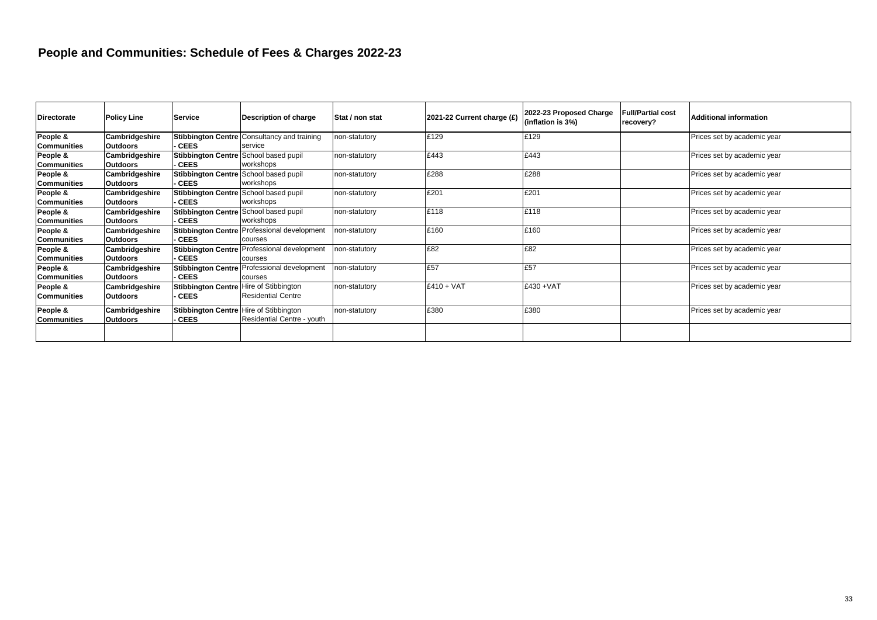# People and Communities: Schedule of Fees & Charges 2022-23

| Directorate | Policy Line | Service | Description of charge | Stat / non stat | 2021-22 Current charge (£) | 2022-23 Proposed Charge (inflation is 3%) | Full/Partial cost recovery? | Additional information |
|---|---|---|---|---|---|---|---|---|
| **People & Communities** | **Cambridgeshire Outdoors** | **Stibbington Centre - CEES** | Consultancy and training service | non-statutory | £129 | £129 | | Prices set by academic year |
| **People & Communities** | **Cambridgeshire Outdoors** | **Stibbington Centre - CEES** | School based pupil workshops | non-statutory | £443 | £443 | | Prices set by academic year |
| **People & Communities** | **Cambridgeshire Outdoors** | **Stibbington Centre - CEES** | School based pupil workshops | non-statutory | £288 | £288 | | Prices set by academic year |
| **People & Communities** | **Cambridgeshire Outdoors** | **Stibbington Centre - CEES** | School based pupil workshops | non-statutory | £201 | £201 | | Prices set by academic year |
| **People & Communities** | **Cambridgeshire Outdoors** | **Stibbington Centre - CEES** | School based pupil workshops | non-statutory | £118 | £118 | | Prices set by academic year |
| **People & Communities** | **Cambridgeshire Outdoors** | **Stibbington Centre - CEES** | Professional development courses | non-statutory | £160 | £160 | | Prices set by academic year |
| **People & Communities** | **Cambridgeshire Outdoors** | **Stibbington Centre - CEES** | Professional development courses | non-statutory | £82 | £82 | | Prices set by academic year |
| **People & Communities** | **Cambridgeshire Outdoors** | **Stibbington Centre - CEES** | Professional development courses | non-statutory | £57 | £57 | | Prices set by academic year |
| **People & Communities** | **Cambridgeshire Outdoors** | **Stibbington Centre - CEES** | Hire of Stibbington Residential Centre | non-statutory | £410 + VAT | £430 +VAT | | Prices set by academic year |
| **People & Communities** | **Cambridgeshire Outdoors** | **Stibbington Centre - CEES** | Hire of Stibbington Residential Centre - youth | non-statutory | £380 | £380 | | Prices set by academic year |
| | | | | | | | | |